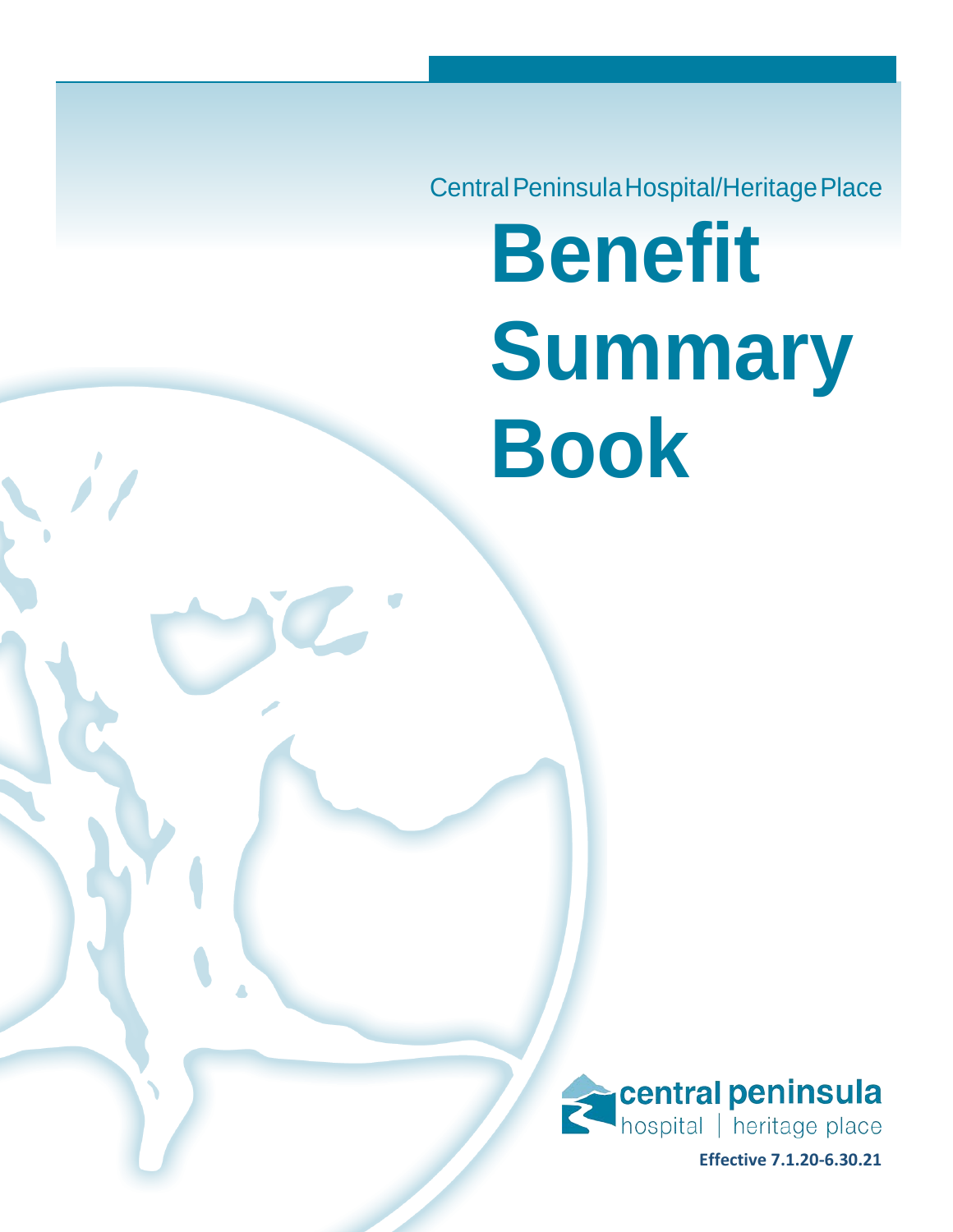Central Peninsula Hospital/Heritage Place

# Benefit Summary Book

central peninsula
hospital | heritage place

**Effective 7.1.20-6.30.21**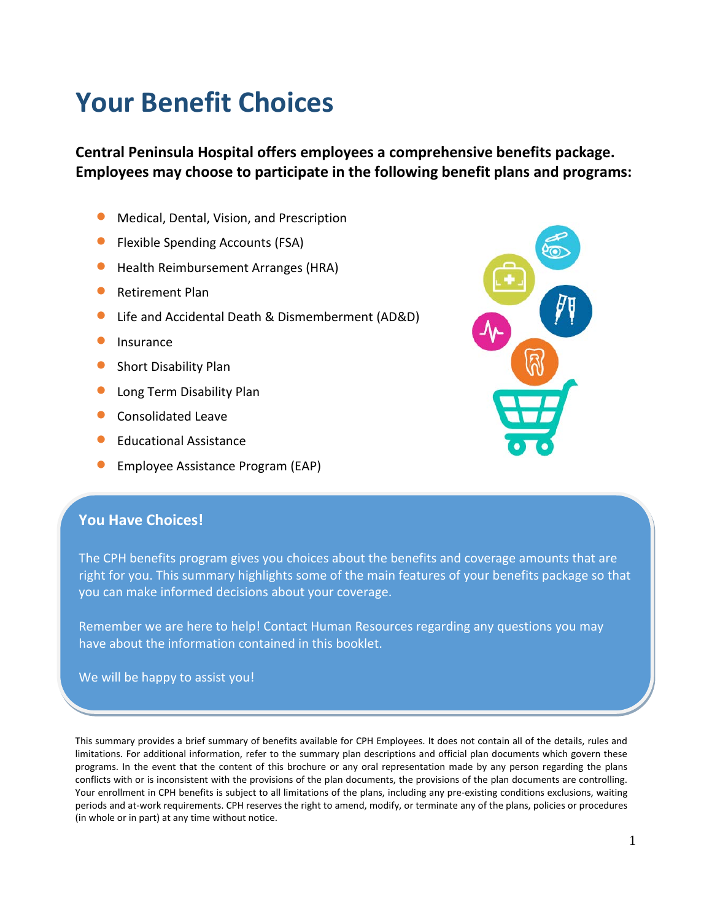# Your Benefit Choices

**Central Peninsula Hospital offers employees a comprehensive benefits package. Employees may choose to participate in the following benefit plans and programs:**

- Medical, Dental, Vision, and Prescription
- Flexible Spending Accounts (FSA)
- Health Reimbursement Arranges (HRA)
- Retirement Plan
- Life and Accidental Death & Dismemberment (AD&D)
- Insurance
- Short Disability Plan
- Long Term Disability Plan
- Consolidated Leave
- Educational Assistance
- Employee Assistance Program (EAP)

## You Have Choices!

The CPH benefits program gives you choices about the benefits and coverage amounts that are right for you. This summary highlights some of the main features of your benefits package so that you can make informed decisions about your coverage.

Remember we are here to help! Contact Human Resources regarding any questions you may have about the information contained in this booklet.

We will be happy to assist you!

This summary provides a brief summary of benefits available for CPH Employees. It does not contain all of the details, rules and limitations. For additional information, refer to the summary plan descriptions and official plan documents which govern these programs. In the event that the content of this brochure or any oral representation made by any person regarding the plans conflicts with or is inconsistent with the provisions of the plan documents, the provisions of the plan documents are controlling. Your enrollment in CPH benefits is subject to all limitations of the plans, including any pre-existing conditions exclusions, waiting periods and at-work requirements. CPH reserves the right to amend, modify, or terminate any of the plans, policies or procedures (in whole or in part) at any time without notice.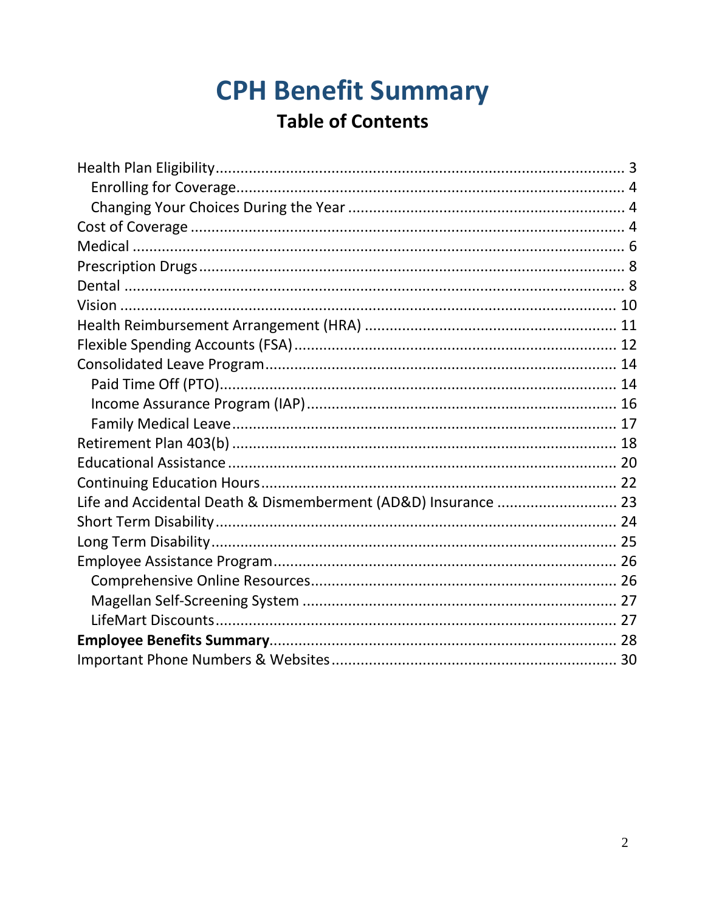# CPH Benefit Summary

## Table of Contents

- Health Plan Eligibility .......... 3
  - Enrolling for Coverage .......... 4
  - Changing Your Choices During the Year .......... 4
- Cost of Coverage .......... 4
- Medical .......... 6
- Prescription Drugs .......... 8
- Dental .......... 8
- Vision .......... 10
- Health Reimbursement Arrangement (HRA) .......... 11
- Flexible Spending Accounts (FSA) .......... 12
- Consolidated Leave Program .......... 14
  - Paid Time Off (PTO) .......... 14
  - Income Assurance Program (IAP) .......... 16
  - Family Medical Leave .......... 17
- Retirement Plan 403(b) .......... 18
- Educational Assistance .......... 20
- Continuing Education Hours .......... 22
- Life and Accidental Death & Dismemberment (AD&D) Insurance .......... 23
- Short Term Disability .......... 24
- Long Term Disability .......... 25
- Employee Assistance Program .......... 26
  - Comprehensive Online Resources .......... 26
  - Magellan Self-Screening System .......... 27
  - LifeMart Discounts .......... 27
- **Employee Benefits Summary** .......... 28
- Important Phone Numbers & Websites .......... 30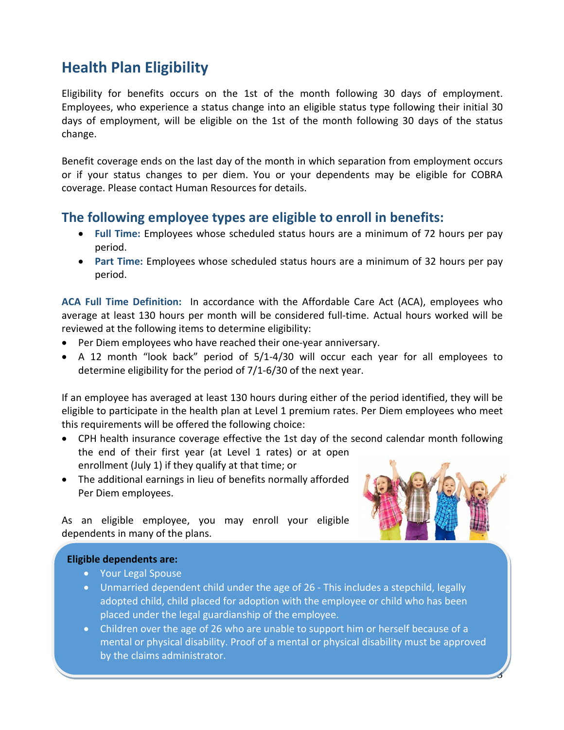# Health Plan Eligibility

Eligibility for benefits occurs on the 1st of the month following 30 days of employment. Employees, who experience a status change into an eligible status type following their initial 30 days of employment, will be eligible on the 1st of the month following 30 days of the status change.

Benefit coverage ends on the last day of the month in which separation from employment occurs or if your status changes to per diem. You or your dependents may be eligible for COBRA coverage. Please contact Human Resources for details.

## The following employee types are eligible to enroll in benefits:

- **Full Time:** Employees whose scheduled status hours are a minimum of 72 hours per pay period.
- **Part Time:** Employees whose scheduled status hours are a minimum of 32 hours per pay period.

**ACA Full Time Definition:** In accordance with the Affordable Care Act (ACA), employees who average at least 130 hours per month will be considered full-time. Actual hours worked will be reviewed at the following items to determine eligibility:

- Per Diem employees who have reached their one-year anniversary.
- A 12 month "look back" period of 5/1-4/30 will occur each year for all employees to determine eligibility for the period of 7/1-6/30 of the next year.

If an employee has averaged at least 130 hours during either of the period identified, they will be eligible to participate in the health plan at Level 1 premium rates. Per Diem employees who meet this requirements will be offered the following choice:

- CPH health insurance coverage effective the 1st day of the second calendar month following the end of their first year (at Level 1 rates) or at open enrollment (July 1) if they qualify at that time; or
- The additional earnings in lieu of benefits normally afforded Per Diem employees.

As an eligible employee, you may enroll your eligible dependents in many of the plans.

**Eligible dependents are:**

- Your Legal Spouse
- Unmarried dependent child under the age of 26 - This includes a stepchild, legally adopted child, child placed for adoption with the employee or child who has been placed under the legal guardianship of the employee.
- Children over the age of 26 who are unable to support him or herself because of a mental or physical disability. Proof of a mental or physical disability must be approved by the claims administrator.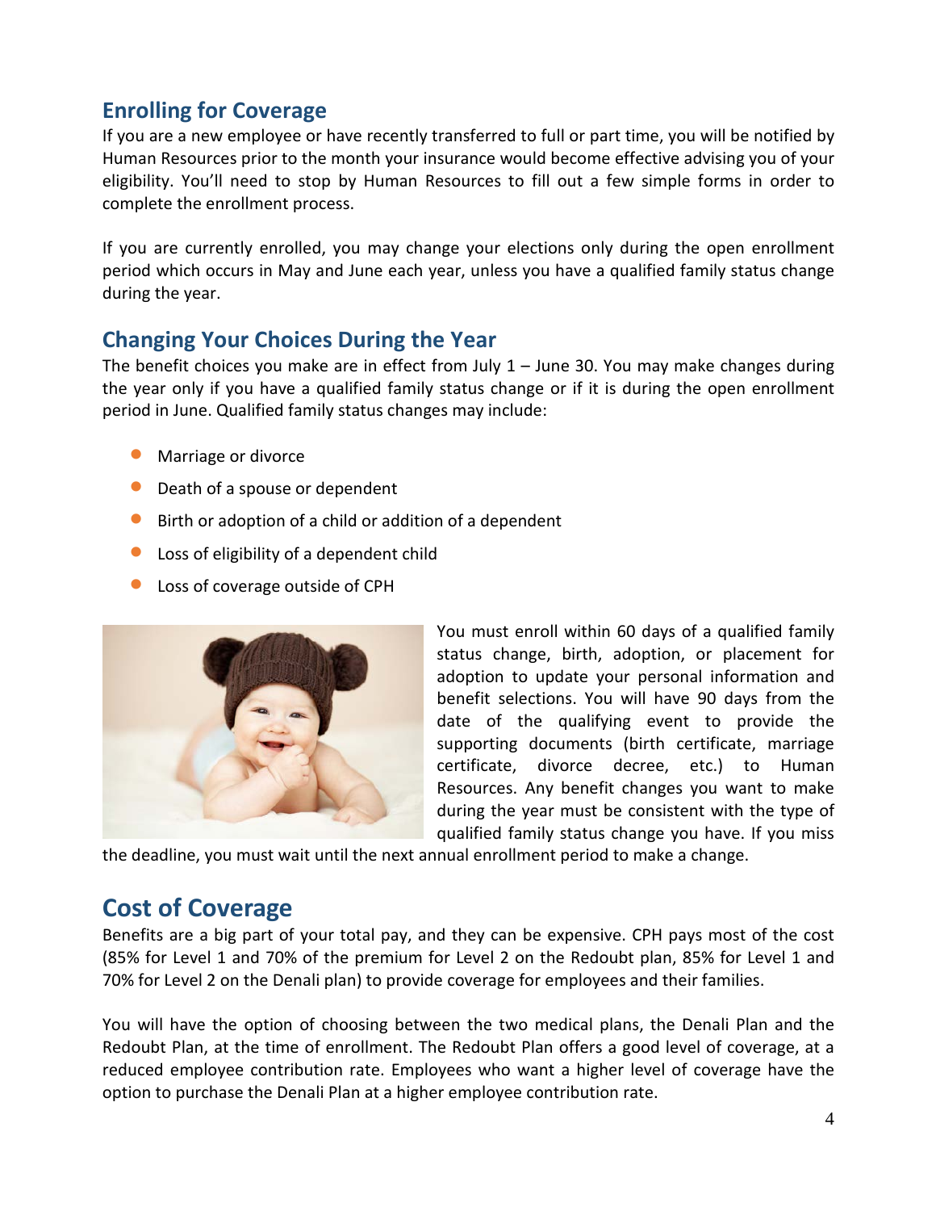## Enrolling for Coverage

If you are a new employee or have recently transferred to full or part time, you will be notified by Human Resources prior to the month your insurance would become effective advising you of your eligibility. You'll need to stop by Human Resources to fill out a few simple forms in order to complete the enrollment process.

If you are currently enrolled, you may change your elections only during the open enrollment period which occurs in May and June each year, unless you have a qualified family status change during the year.

## Changing Your Choices During the Year

The benefit choices you make are in effect from July 1 – June 30. You may make changes during the year only if you have a qualified family status change or if it is during the open enrollment period in June. Qualified family status changes may include:

- Marriage or divorce
- Death of a spouse or dependent
- Birth or adoption of a child or addition of a dependent
- Loss of eligibility of a dependent child
- Loss of coverage outside of CPH

You must enroll within 60 days of a qualified family status change, birth, adoption, or placement for adoption to update your personal information and benefit selections. You will have 90 days from the date of the qualifying event to provide the supporting documents (birth certificate, marriage certificate, divorce decree, etc.) to Human Resources. Any benefit changes you want to make during the year must be consistent with the type of qualified family status change you have. If you miss the deadline, you must wait until the next annual enrollment period to make a change.

# Cost of Coverage

Benefits are a big part of your total pay, and they can be expensive. CPH pays most of the cost (85% for Level 1 and 70% of the premium for Level 2 on the Redoubt plan, 85% for Level 1 and 70% for Level 2 on the Denali plan) to provide coverage for employees and their families.

You will have the option of choosing between the two medical plans, the Denali Plan and the Redoubt Plan, at the time of enrollment. The Redoubt Plan offers a good level of coverage, at a reduced employee contribution rate. Employees who want a higher level of coverage have the option to purchase the Denali Plan at a higher employee contribution rate.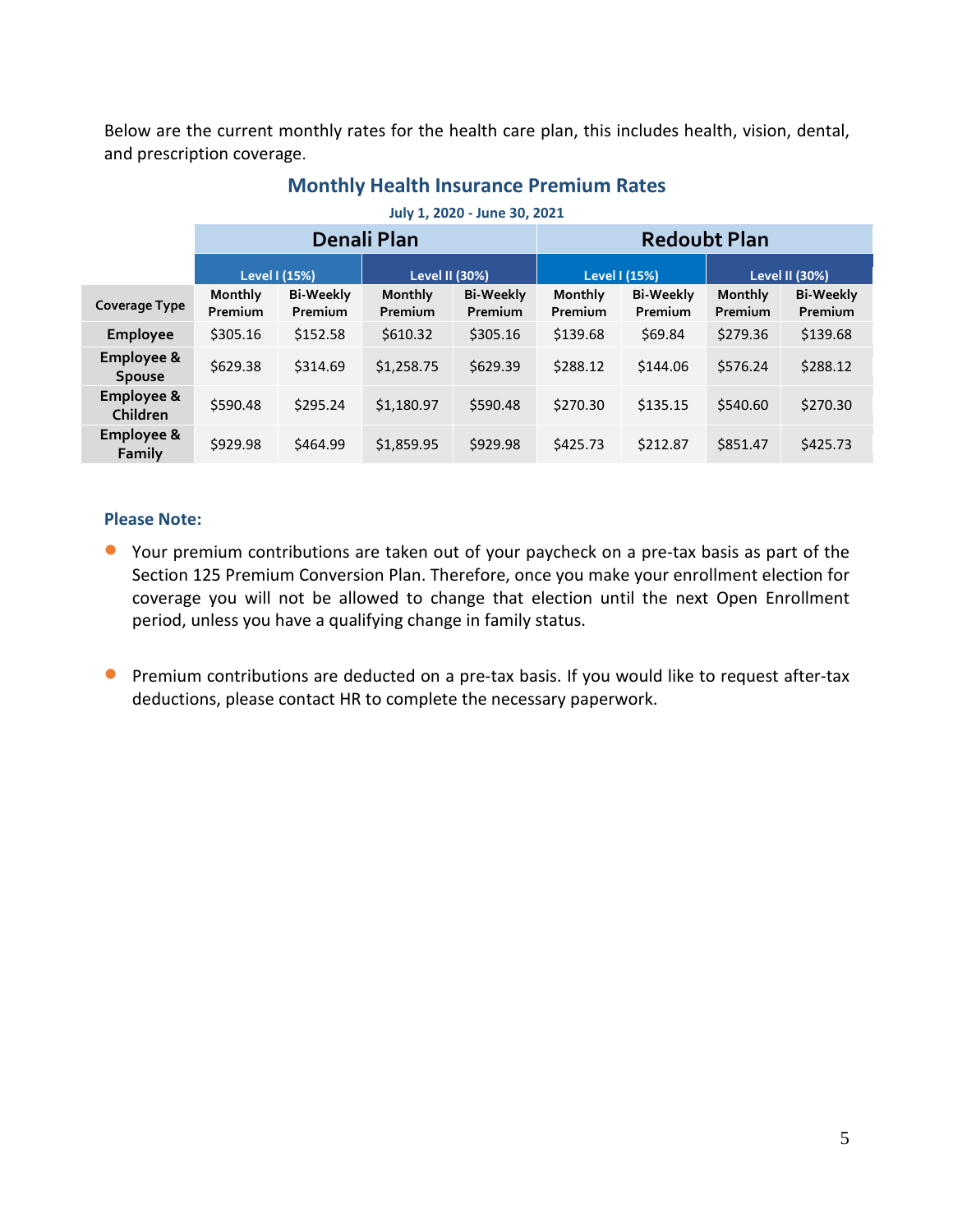Below are the current monthly rates for the health care plan, this includes health, vision, dental, and prescription coverage.

## Monthly Health Insurance Premium Rates

**July 1, 2020 - June 30, 2021**

| | Denali Plan | | | | Redoubt Plan | | | |
|---|---|---|---|---|---|---|---|---|
| | Level I (15%) | | Level II (30%) | | Level I (15%) | | Level II (30%) | |
| Coverage Type | Monthly Premium | Bi-Weekly Premium | Monthly Premium | Bi-Weekly Premium | Monthly Premium | Bi-Weekly Premium | Monthly Premium | Bi-Weekly Premium |
| **Employee** | $305.16 | $152.58 | $610.32 | $305.16 | $139.68 | $69.84 | $279.36 | $139.68 |
| **Employee & Spouse** | $629.38 | $314.69 | $1,258.75 | $629.39 | $288.12 | $144.06 | $576.24 | $288.12 |
| **Employee & Children** | $590.48 | $295.24 | $1,180.97 | $590.48 | $270.30 | $135.15 | $540.60 | $270.30 |
| **Employee & Family** | $929.98 | $464.99 | $1,859.95 | $929.98 | $425.73 | $212.87 | $851.47 | $425.73 |

### Please Note:

- Your premium contributions are taken out of your paycheck on a pre-tax basis as part of the Section 125 Premium Conversion Plan. Therefore, once you make your enrollment election for coverage you will not be allowed to change that election until the next Open Enrollment period, unless you have a qualifying change in family status.

- Premium contributions are deducted on a pre-tax basis. If you would like to request after-tax deductions, please contact HR to complete the necessary paperwork.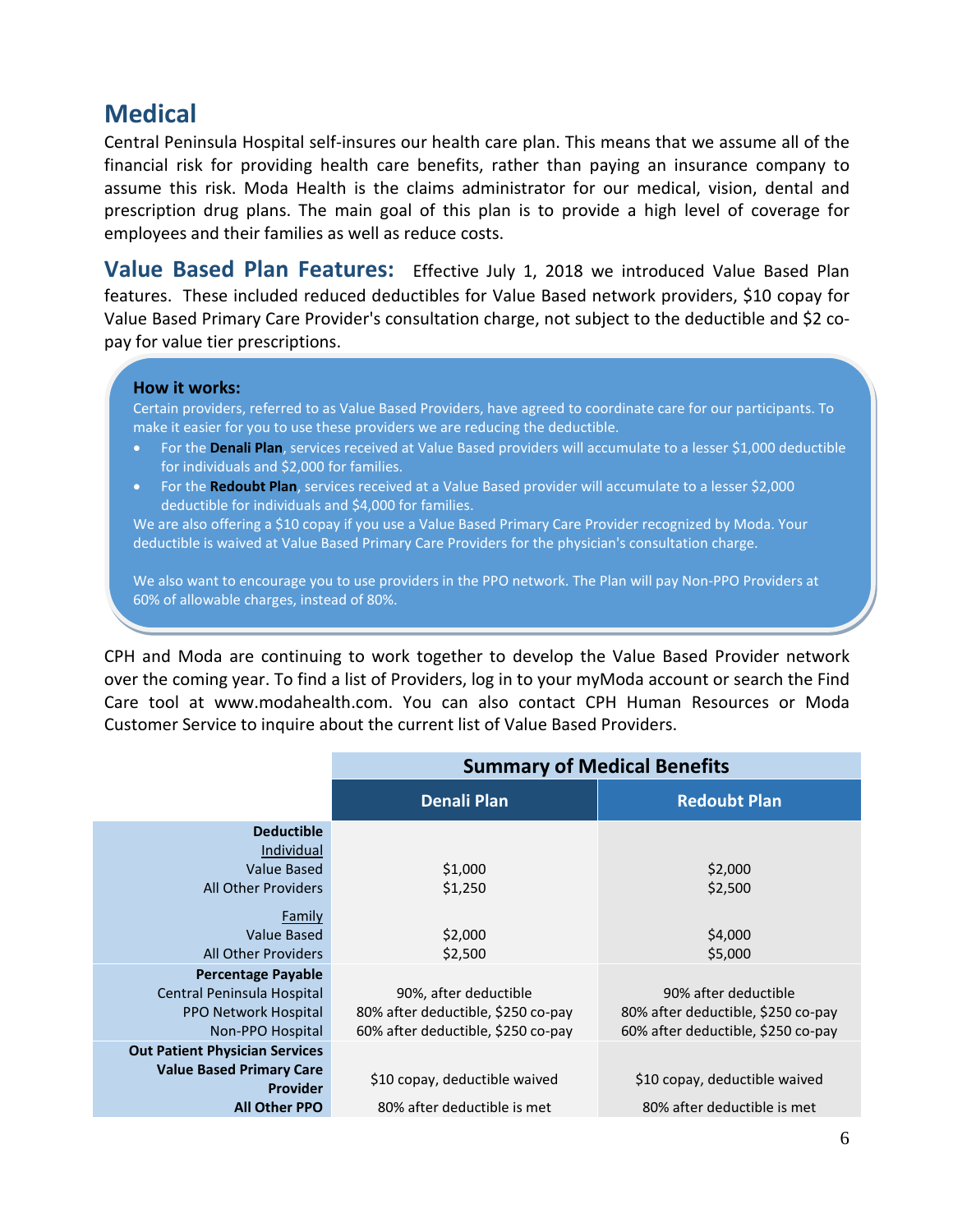# Medical

Central Peninsula Hospital self-insures our health care plan. This means that we assume all of the financial risk for providing health care benefits, rather than paying an insurance company to assume this risk. Moda Health is the claims administrator for our medical, vision, dental and prescription drug plans. The main goal of this plan is to provide a high level of coverage for employees and their families as well as reduce costs.

**Value Based Plan Features:** Effective July 1, 2018 we introduced Value Based Plan features. These included reduced deductibles for Value Based network providers, $10 copay for Value Based Primary Care Provider's consultation charge, not subject to the deductible and $2 co-pay for value tier prescriptions.

**How it works:**

Certain providers, referred to as Value Based Providers, have agreed to coordinate care for our participants. To make it easier for you to use these providers we are reducing the deductible.

- For the **Denali Plan**, services received at Value Based providers will accumulate to a lesser $1,000 deductible for individuals and $2,000 for families.
- For the **Redoubt Plan**, services received at a Value Based provider will accumulate to a lesser $2,000 deductible for individuals and $4,000 for families.

We are also offering a $10 copay if you use a Value Based Primary Care Provider recognized by Moda. Your deductible is waived at Value Based Primary Care Providers for the physician's consultation charge.

We also want to encourage you to use providers in the PPO network. The Plan will pay Non-PPO Providers at 60% of allowable charges, instead of 80%.

CPH and Moda are continuing to work together to develop the Value Based Provider network over the coming year. To find a list of Providers, log in to your myModa account or search the Find Care tool at www.modahealth.com. You can also contact CPH Human Resources or Moda Customer Service to inquire about the current list of Value Based Providers.

| | **Summary of Medical Benefits** | |
|---|---|---|
| | **Denali Plan** | **Redoubt Plan** |
| **Deductible** | | |
| Individual | | |
| Value Based | $1,000 | $2,000 |
| All Other Providers | $1,250 | $2,500 |
| Family | | |
| Value Based | $2,000 | $4,000 |
| All Other Providers | $2,500 | $5,000 |
| **Percentage Payable** | | |
| Central Peninsula Hospital | 90%, after deductible | 90% after deductible |
| PPO Network Hospital | 80% after deductible, $250 co-pay | 80% after deductible, $250 co-pay |
| Non-PPO Hospital | 60% after deductible, $250 co-pay | 60% after deductible, $250 co-pay |
| **Out Patient Physician Services** | | |
| **Value Based Primary Care Provider** | $10 copay, deductible waived | $10 copay, deductible waived |
| **All Other PPO** | 80% after deductible is met | 80% after deductible is met |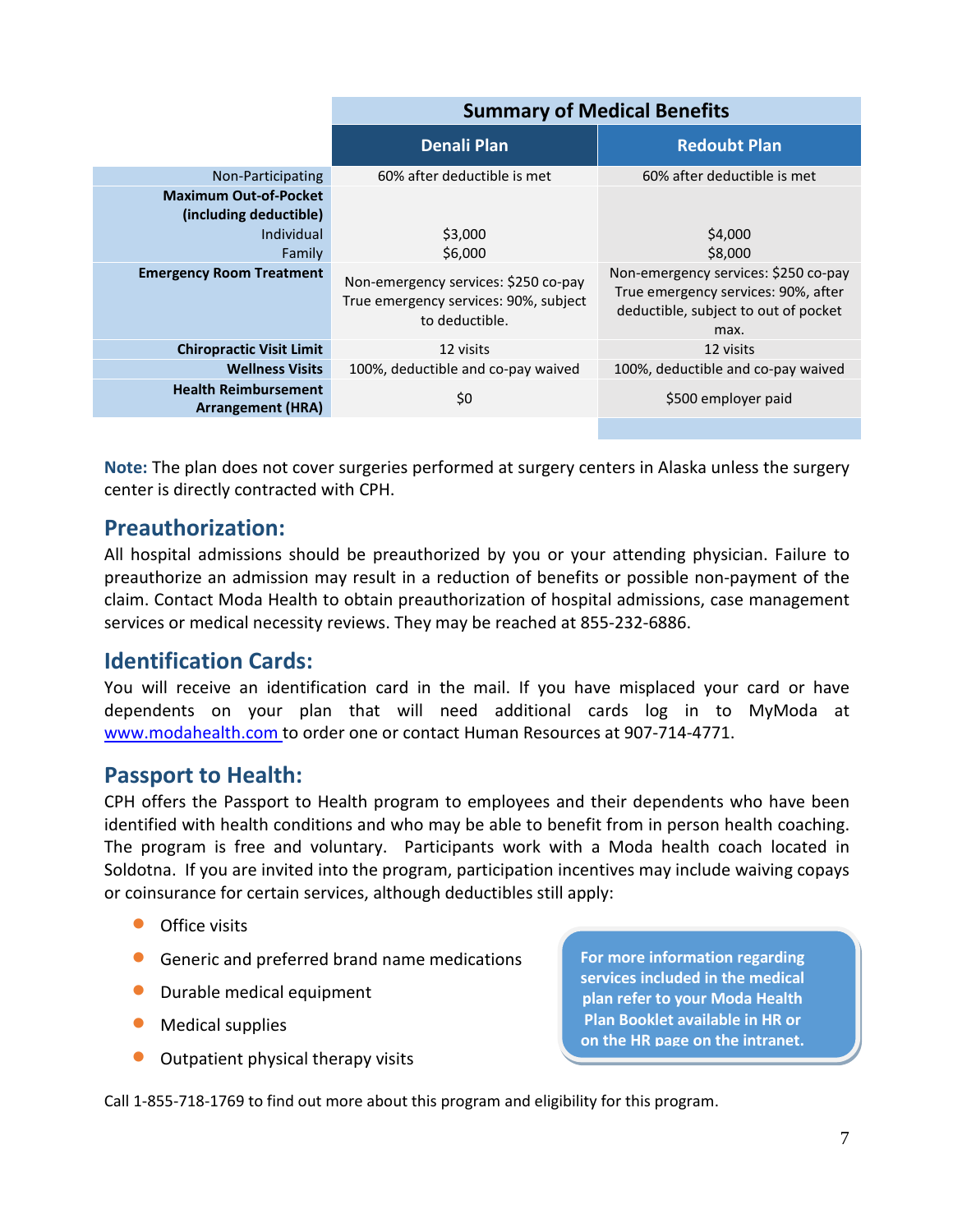| | Summary of Medical Benefits | |
|---|---|---|
| | **Denali Plan** | **Redoubt Plan** |
| Non-Participating | 60% after deductible is met | 60% after deductible is met |
| **Maximum Out-of-Pocket (including deductible)** Individual Family | $3,000 $6,000 | $4,000 $8,000 |
| **Emergency Room Treatment** | Non-emergency services: $250 co-pay True emergency services: 90%, subject to deductible. | Non-emergency services: $250 co-pay True emergency services: 90%, after deductible, subject to out of pocket max. |
| **Chiropractic Visit Limit** | 12 visits | 12 visits |
| **Wellness Visits** | 100%, deductible and co-pay waived | 100%, deductible and co-pay waived |
| **Health Reimbursement Arrangement (HRA)** | $0 | $500 employer paid |

**Note:** The plan does not cover surgeries performed at surgery centers in Alaska unless the surgery center is directly contracted with CPH.

## Preauthorization:

All hospital admissions should be preauthorized by you or your attending physician. Failure to preauthorize an admission may result in a reduction of benefits or possible non-payment of the claim. Contact Moda Health to obtain preauthorization of hospital admissions, case management services or medical necessity reviews. They may be reached at 855-232-6886.

## Identification Cards:

You will receive an identification card in the mail. If you have misplaced your card or have dependents on your plan that will need additional cards log in to MyModa at www.modahealth.com to order one or contact Human Resources at 907-714-4771.

## Passport to Health:

CPH offers the Passport to Health program to employees and their dependents who have been identified with health conditions and who may be able to benefit from in person health coaching. The program is free and voluntary. Participants work with a Moda health coach located in Soldotna. If you are invited into the program, participation incentives may include waiving copays or coinsurance for certain services, although deductibles still apply:

- Office visits
- Generic and preferred brand name medications
- Durable medical equipment
- Medical supplies
- Outpatient physical therapy visits

**For more information regarding services included in the medical plan refer to your Moda Health Plan Booklet available in HR or on the HR page on the intranet.**

Call 1-855-718-1769 to find out more about this program and eligibility for this program.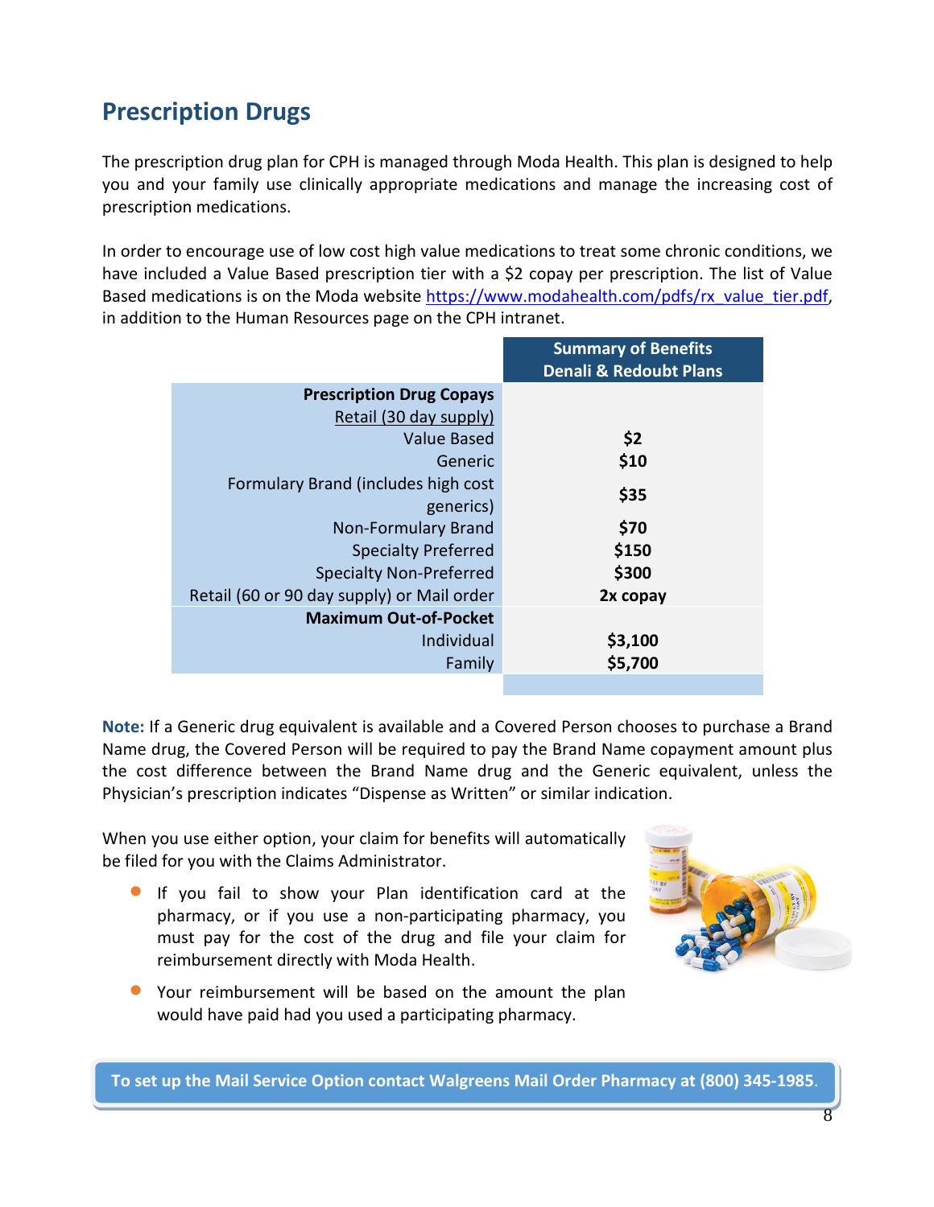## Prescription Drugs

The prescription drug plan for CPH is managed through Moda Health. This plan is designed to help you and your family use clinically appropriate medications and manage the increasing cost of prescription medications.

In order to encourage use of low cost high value medications to treat some chronic conditions, we have included a Value Based prescription tier with a $2 copay per prescription. The list of Value Based medications is on the Moda website https://www.modahealth.com/pdfs/rx_value_tier.pdf, in addition to the Human Resources page on the CPH intranet.

| | Summary of Benefits Denali & Redoubt Plans |
|---|---|
| **Prescription Drug Copays** | |
| Retail (30 day supply) | |
| Value Based | **$2** |
| Generic | **$10** |
| Formulary Brand (includes high cost generics) | **$35** |
| Non-Formulary Brand | **$70** |
| Specialty Preferred | **$150** |
| Specialty Non-Preferred | **$300** |
| Retail (60 or 90 day supply) or Mail order | **2x copay** |
| **Maximum Out-of-Pocket** | |
| Individual | **$3,100** |
| Family | **$5,700** |

**Note:** If a Generic drug equivalent is available and a Covered Person chooses to purchase a Brand Name drug, the Covered Person will be required to pay the Brand Name copayment amount plus the cost difference between the Brand Name drug and the Generic equivalent, unless the Physician's prescription indicates "Dispense as Written" or similar indication.

When you use either option, your claim for benefits will automatically be filed for you with the Claims Administrator.

- If you fail to show your Plan identification card at the pharmacy, or if you use a non-participating pharmacy, you must pay for the cost of the drug and file your claim for reimbursement directly with Moda Health.
- Your reimbursement will be based on the amount the plan would have paid had you used a participating pharmacy.

**To set up the Mail Service Option contact Walgreens Mail Order Pharmacy at (800) 345-1985.**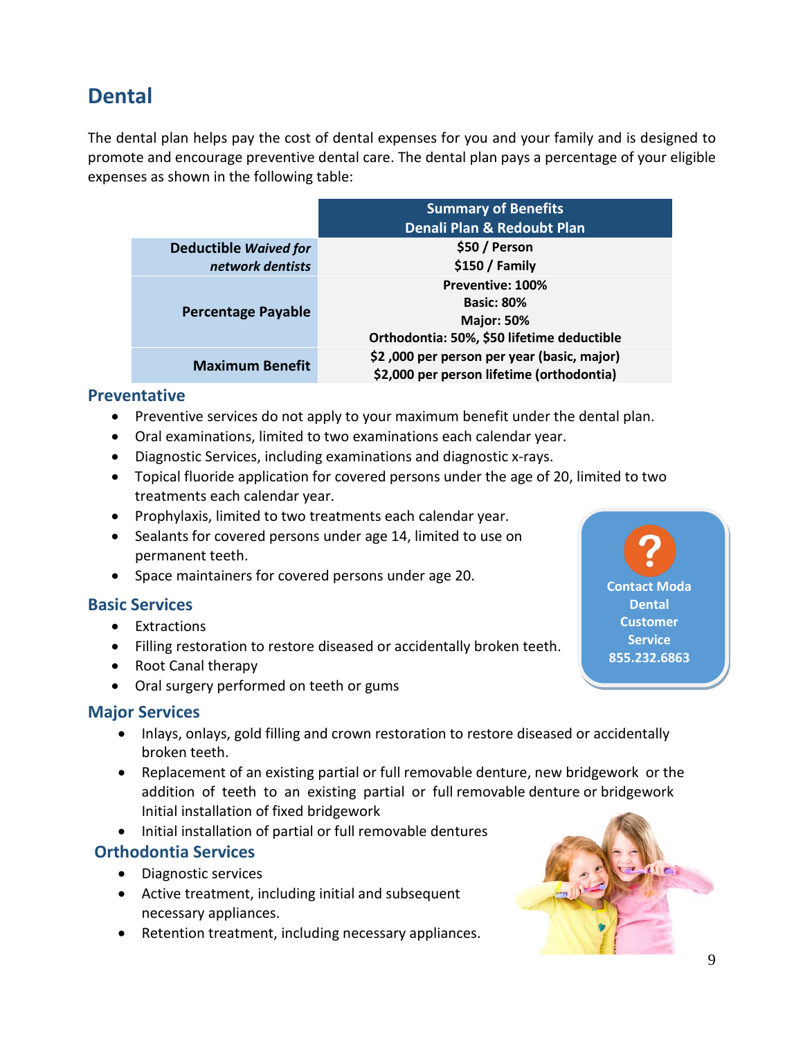## Dental

The dental plan helps pay the cost of dental expenses for you and your family and is designed to promote and encourage preventive dental care. The dental plan pays a percentage of your eligible expenses as shown in the following table:

| | Summary of Benefits<br>Denali Plan & Redoubt Plan |
|---|---|
| **Deductible** ***Waived for network dentists*** | **$50 / Person**<br>**$150 / Family** |
| **Percentage Payable** | **Preventive: 100%**<br>**Basic: 80%**<br>**Major: 50%**<br>**Orthodontia: 50%, $50 lifetime deductible** |
| **Maximum Benefit** | **$2 ,000 per person per year (basic, major)**<br>**$2,000 per person lifetime (orthodontia)** |

### Preventative

- Preventive services do not apply to your maximum benefit under the dental plan.
- Oral examinations, limited to two examinations each calendar year.
- Diagnostic Services, including examinations and diagnostic x-rays.
- Topical fluoride application for covered persons under the age of 20, limited to two treatments each calendar year.
- Prophylaxis, limited to two treatments each calendar year.
- Sealants for covered persons under age 14, limited to use on permanent teeth.
- Space maintainers for covered persons under age 20.

**Contact Moda Dental Customer Service 855.232.6863**

### Basic Services

- Extractions
- Filling restoration to restore diseased or accidentally broken teeth.
- Root Canal therapy
- Oral surgery performed on teeth or gums

### Major Services

- Inlays, onlays, gold filling and crown restoration to restore diseased or accidentally broken teeth.
- Replacement of an existing partial or full removable denture, new bridgework or the addition of teeth to an existing partial or full removable denture or bridgework Initial installation of fixed bridgework
- Initial installation of partial or full removable dentures

### Orthodontia Services

- Diagnostic services
- Active treatment, including initial and subsequent necessary appliances.
- Retention treatment, including necessary appliances.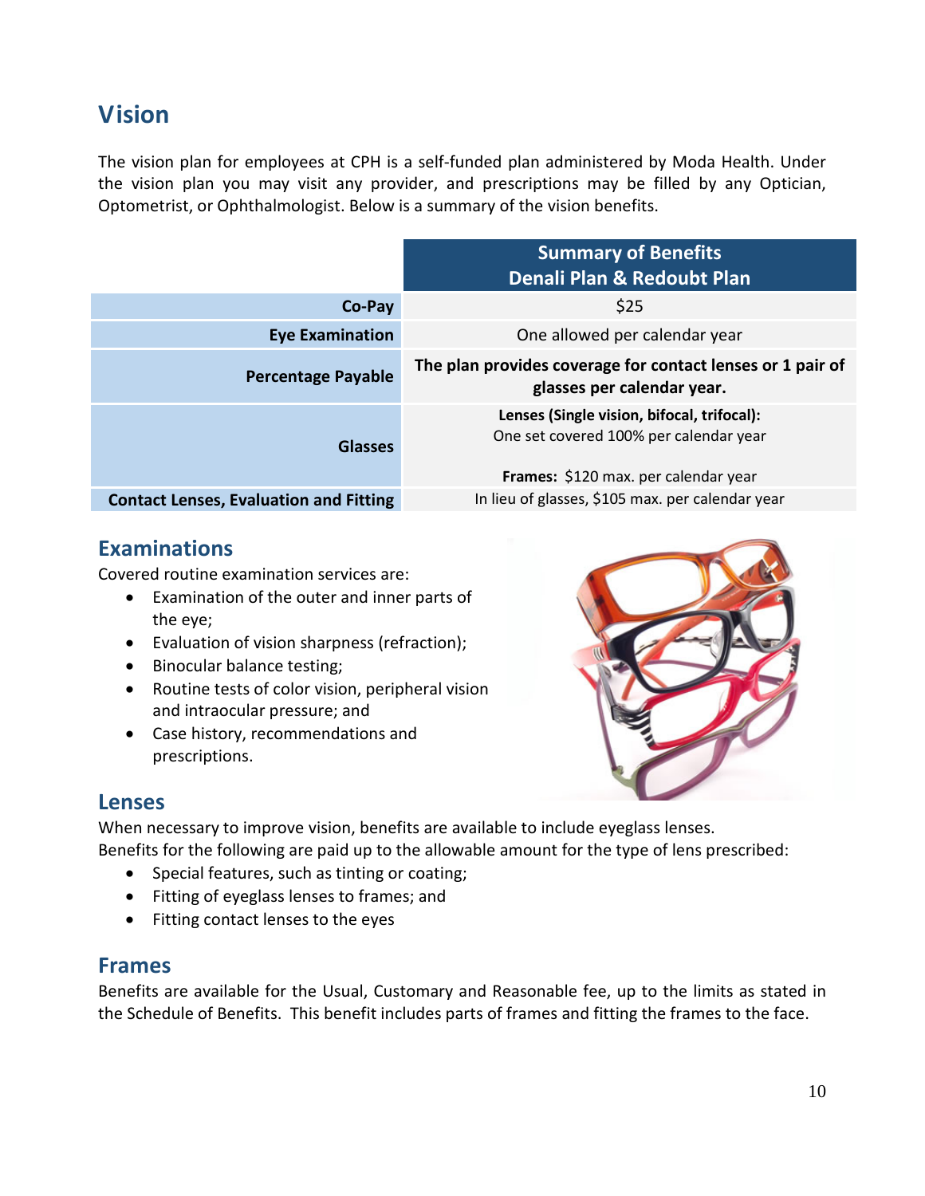# Vision

The vision plan for employees at CPH is a self-funded plan administered by Moda Health. Under the vision plan you may visit any provider, and prescriptions may be filled by any Optician, Optometrist, or Ophthalmologist. Below is a summary of the vision benefits.

| | Summary of Benefits Denali Plan & Redoubt Plan |
|---|---|
| **Co-Pay** | $25 |
| **Eye Examination** | One allowed per calendar year |
| **Percentage Payable** | **The plan provides coverage for contact lenses or 1 pair of glasses per calendar year.** |
| **Glasses** | **Lenses (Single vision, bifocal, trifocal):** One set covered 100% per calendar year<br><br>**Frames:** $120 max. per calendar year |
| **Contact Lenses, Evaluation and Fitting** | In lieu of glasses, $105 max. per calendar year |

## Examinations

Covered routine examination services are:

- Examination of the outer and inner parts of the eye;
- Evaluation of vision sharpness (refraction);
- Binocular balance testing;
- Routine tests of color vision, peripheral vision and intraocular pressure; and
- Case history, recommendations and prescriptions.

## Lenses

When necessary to improve vision, benefits are available to include eyeglass lenses.
Benefits for the following are paid up to the allowable amount for the type of lens prescribed:

- Special features, such as tinting or coating;
- Fitting of eyeglass lenses to frames; and
- Fitting contact lenses to the eyes

## Frames

Benefits are available for the Usual, Customary and Reasonable fee, up to the limits as stated in the Schedule of Benefits. This benefit includes parts of frames and fitting the frames to the face.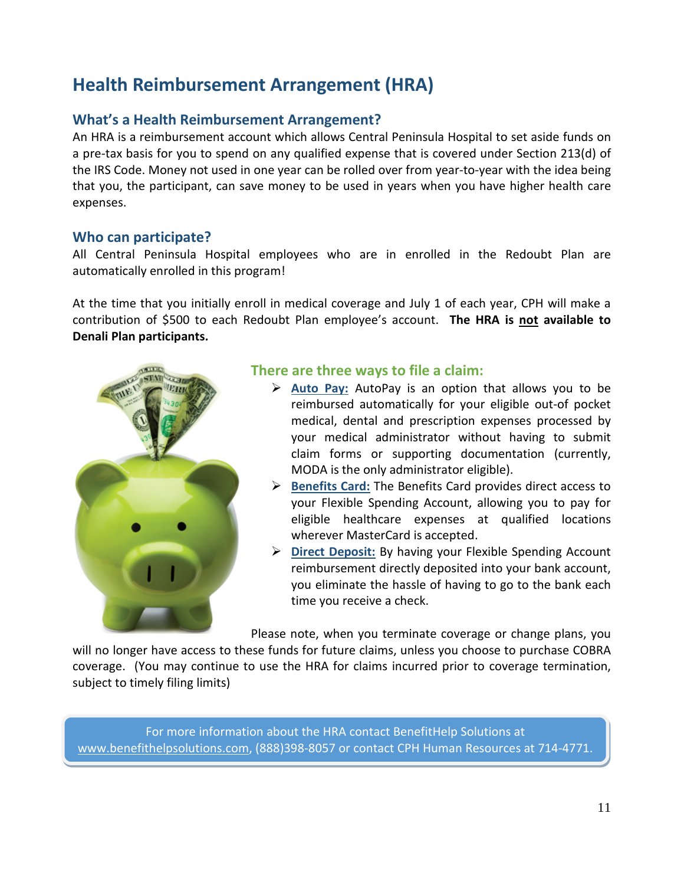# Health Reimbursement Arrangement (HRA)

## What's a Health Reimbursement Arrangement?

An HRA is a reimbursement account which allows Central Peninsula Hospital to set aside funds on a pre-tax basis for you to spend on any qualified expense that is covered under Section 213(d) of the IRS Code. Money not used in one year can be rolled over from year-to-year with the idea being that you, the participant, can save money to be used in years when you have higher health care expenses.

## Who can participate?

All Central Peninsula Hospital employees who are in enrolled in the Redoubt Plan are automatically enrolled in this program!

At the time that you initially enroll in medical coverage and July 1 of each year, CPH will make a contribution of $500 to each Redoubt Plan employee's account. **The HRA is <u>not</u> available to Denali Plan participants.**

### There are three ways to file a claim:

- **Auto Pay:** AutoPay is an option that allows you to be reimbursed automatically for your eligible out-of pocket medical, dental and prescription expenses processed by your medical administrator without having to submit claim forms or supporting documentation (currently, MODA is the only administrator eligible).
- **Benefits Card:** The Benefits Card provides direct access to your Flexible Spending Account, allowing you to pay for eligible healthcare expenses at qualified locations wherever MasterCard is accepted.
- **Direct Deposit:** By having your Flexible Spending Account reimbursement directly deposited into your bank account, you eliminate the hassle of having to go to the bank each time you receive a check.

Please note, when you terminate coverage or change plans, you will no longer have access to these funds for future claims, unless you choose to purchase COBRA coverage. (You may continue to use the HRA for claims incurred prior to coverage termination, subject to timely filing limits)

For more information about the HRA contact BenefitHelp Solutions at www.benefithelpsolutions.com, (888)398-8057 or contact CPH Human Resources at 714-4771.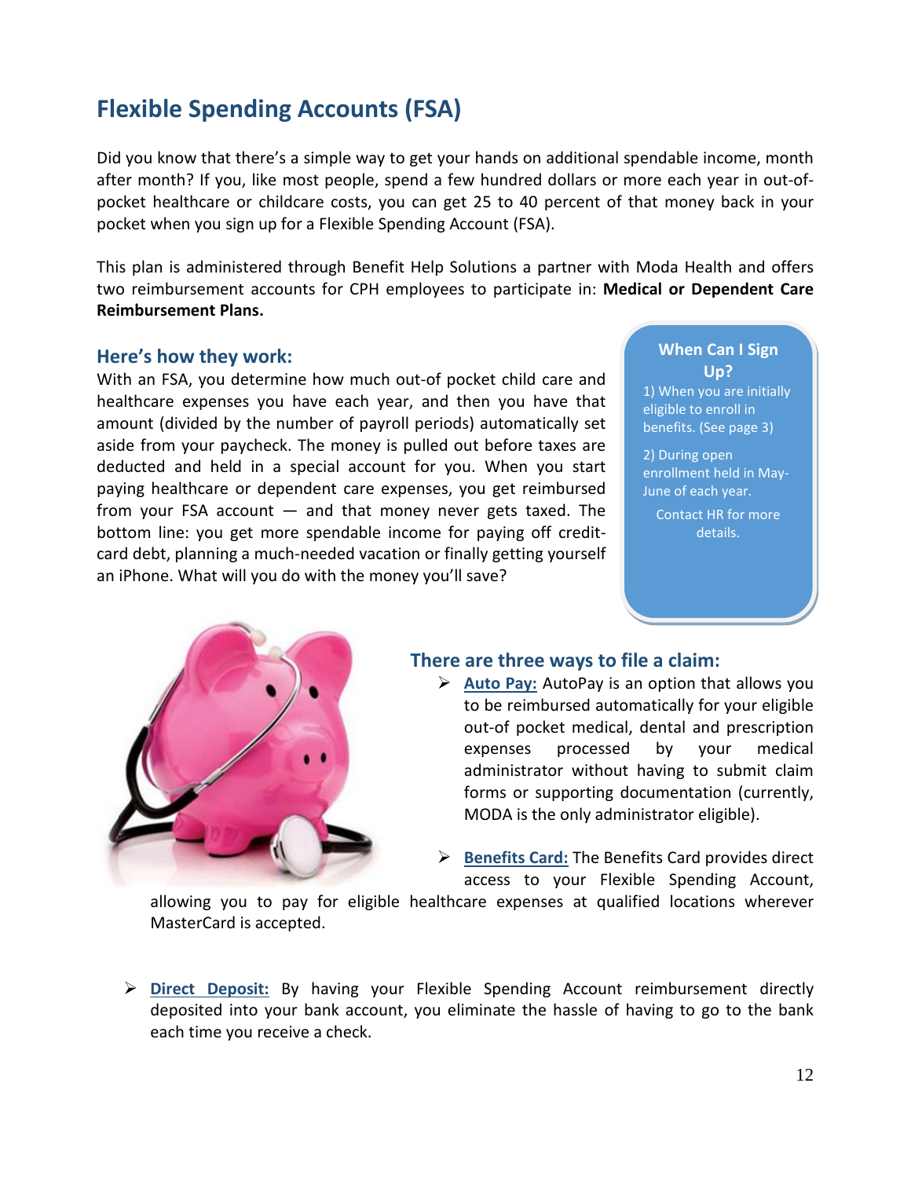# Flexible Spending Accounts (FSA)

Did you know that there's a simple way to get your hands on additional spendable income, month after month? If you, like most people, spend a few hundred dollars or more each year in out-of-pocket healthcare or childcare costs, you can get 25 to 40 percent of that money back in your pocket when you sign up for a Flexible Spending Account (FSA).

This plan is administered through Benefit Help Solutions a partner with Moda Health and offers two reimbursement accounts for CPH employees to participate in: **Medical or Dependent Care Reimbursement Plans.**

## Here's how they work:

With an FSA, you determine how much out-of pocket child care and healthcare expenses you have each year, and then you have that amount (divided by the number of payroll periods) automatically set aside from your paycheck. The money is pulled out before taxes are deducted and held in a special account for you. When you start paying healthcare or dependent care expenses, you get reimbursed from your FSA account — and that money never gets taxed. The bottom line: you get more spendable income for paying off credit-card debt, planning a much-needed vacation or finally getting yourself an iPhone. What will you do with the money you'll save?

**When Can I Sign Up?**

1) When you are initially eligible to enroll in benefits. (See page 3)

2) During open enrollment held in May-June of each year.

Contact HR for more details.

## There are three ways to file a claim:

- **Auto Pay:** AutoPay is an option that allows you to be reimbursed automatically for your eligible out-of pocket medical, dental and prescription expenses processed by your medical administrator without having to submit claim forms or supporting documentation (currently, MODA is the only administrator eligible).

- **Benefits Card:** The Benefits Card provides direct access to your Flexible Spending Account, allowing you to pay for eligible healthcare expenses at qualified locations wherever MasterCard is accepted.

- **Direct Deposit:** By having your Flexible Spending Account reimbursement directly deposited into your bank account, you eliminate the hassle of having to go to the bank each time you receive a check.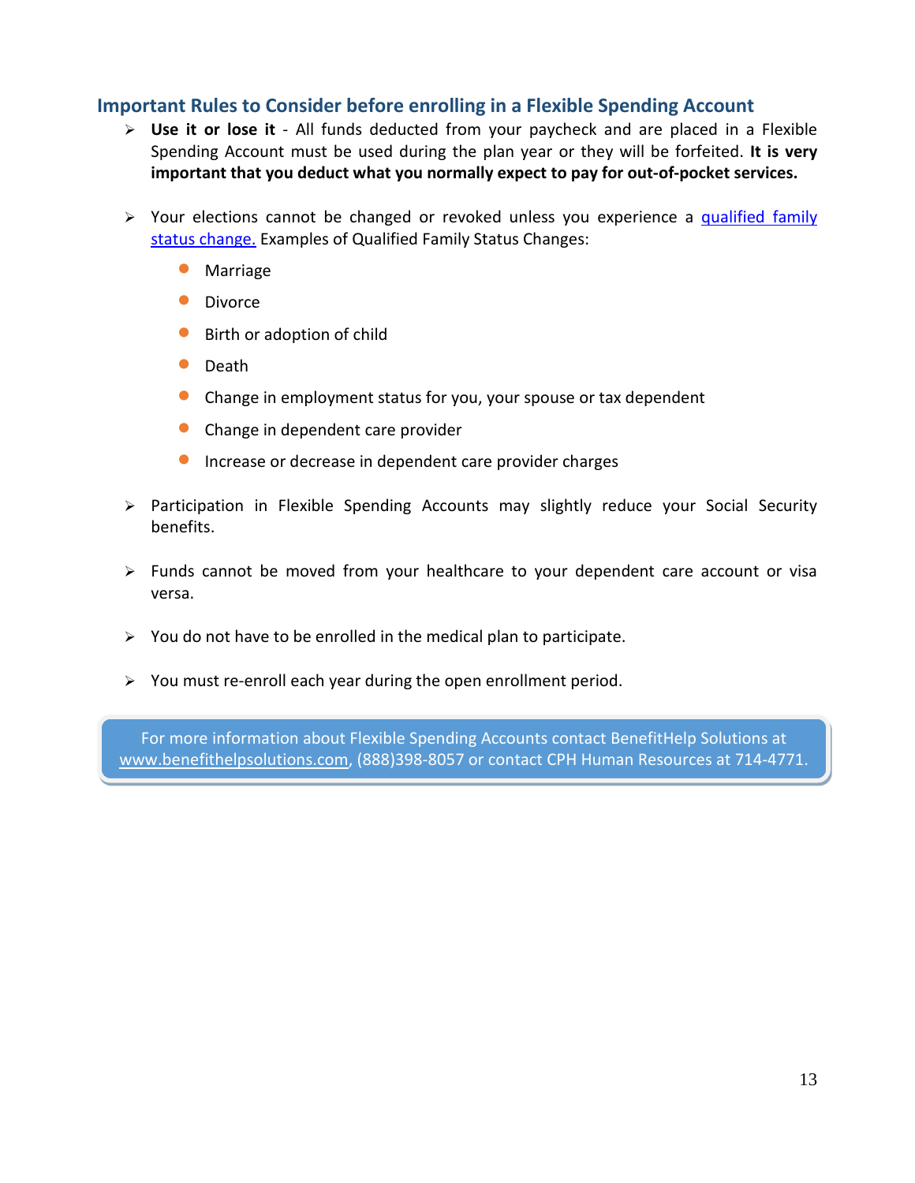## Important Rules to Consider before enrolling in a Flexible Spending Account

- **Use it or lose it** - All funds deducted from your paycheck and are placed in a Flexible Spending Account must be used during the plan year or they will be forfeited. **It is very important that you deduct what you normally expect to pay for out-of-pocket services.**

- Your elections cannot be changed or revoked unless you experience a qualified family status change. Examples of Qualified Family Status Changes:
  - Marriage
  - Divorce
  - Birth or adoption of child
  - Death
  - Change in employment status for you, your spouse or tax dependent
  - Change in dependent care provider
  - Increase or decrease in dependent care provider charges

- Participation in Flexible Spending Accounts may slightly reduce your Social Security benefits.

- Funds cannot be moved from your healthcare to your dependent care account or visa versa.

- You do not have to be enrolled in the medical plan to participate.

- You must re-enroll each year during the open enrollment period.

For more information about Flexible Spending Accounts contact BenefitHelp Solutions at www.benefithelpsolutions.com, (888)398-8057 or contact CPH Human Resources at 714-4771.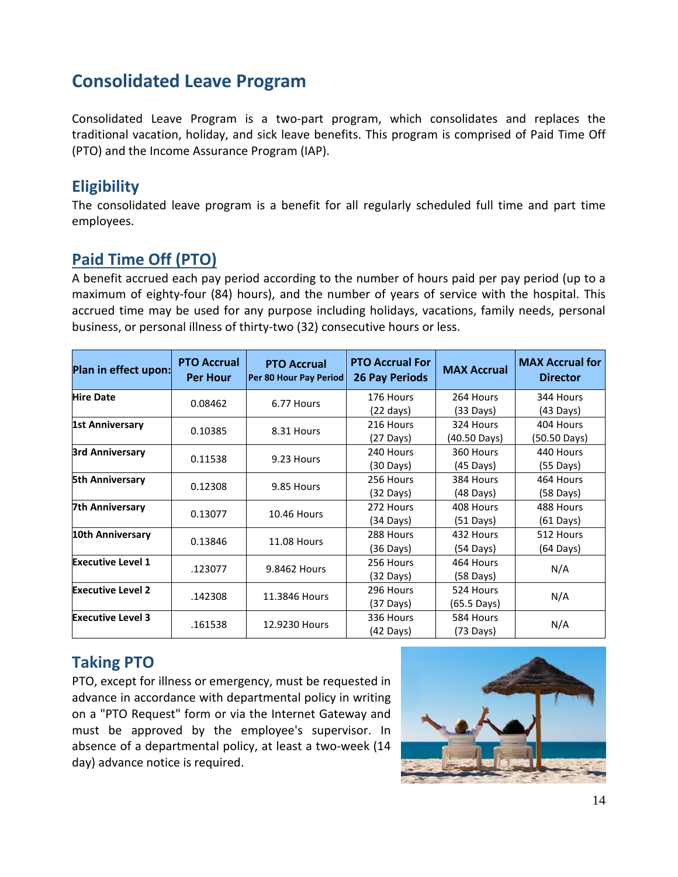# Consolidated Leave Program

Consolidated Leave Program is a two-part program, which consolidates and replaces the traditional vacation, holiday, and sick leave benefits. This program is comprised of Paid Time Off (PTO) and the Income Assurance Program (IAP).

## Eligibility

The consolidated leave program is a benefit for all regularly scheduled full time and part time employees.

## Paid Time Off (PTO)

A benefit accrued each pay period according to the number of hours paid per pay period (up to a maximum of eighty-four (84) hours), and the number of years of service with the hospital. This accrued time may be used for any purpose including holidays, vacations, family needs, personal business, or personal illness of thirty-two (32) consecutive hours or less.

| Plan in effect upon: | PTO Accrual Per Hour | PTO Accrual Per 80 Hour Pay Period | PTO Accrual For 26 Pay Periods | MAX Accrual | MAX Accrual for Director |
|---|---|---|---|---|---|
| **Hire Date** | 0.08462 | 6.77 Hours | 176 Hours (22 days) | 264 Hours (33 Days) | 344 Hours (43 Days) |
| **1st Anniversary** | 0.10385 | 8.31 Hours | 216 Hours (27 Days) | 324 Hours (40.50 Days) | 404 Hours (50.50 Days) |
| **3rd Anniversary** | 0.11538 | 9.23 Hours | 240 Hours (30 Days) | 360 Hours (45 Days) | 440 Hours (55 Days) |
| **5th Anniversary** | 0.12308 | 9.85 Hours | 256 Hours (32 Days) | 384 Hours (48 Days) | 464 Hours (58 Days) |
| **7th Anniversary** | 0.13077 | 10.46 Hours | 272 Hours (34 Days) | 408 Hours (51 Days) | 488 Hours (61 Days) |
| **10th Anniversary** | 0.13846 | 11.08 Hours | 288 Hours (36 Days) | 432 Hours (54 Days) | 512 Hours (64 Days) |
| **Executive Level 1** | .123077 | 9.8462 Hours | 256 Hours (32 Days) | 464 Hours (58 Days) | N/A |
| **Executive Level 2** | .142308 | 11.3846 Hours | 296 Hours (37 Days) | 524 Hours (65.5 Days) | N/A |
| **Executive Level 3** | .161538 | 12.9230 Hours | 336 Hours (42 Days) | 584 Hours (73 Days) | N/A |

## Taking PTO

PTO, except for illness or emergency, must be requested in advance in accordance with departmental policy in writing on a "PTO Request" form or via the Internet Gateway and must be approved by the employee's supervisor. In absence of a departmental policy, at least a two-week (14 day) advance notice is required.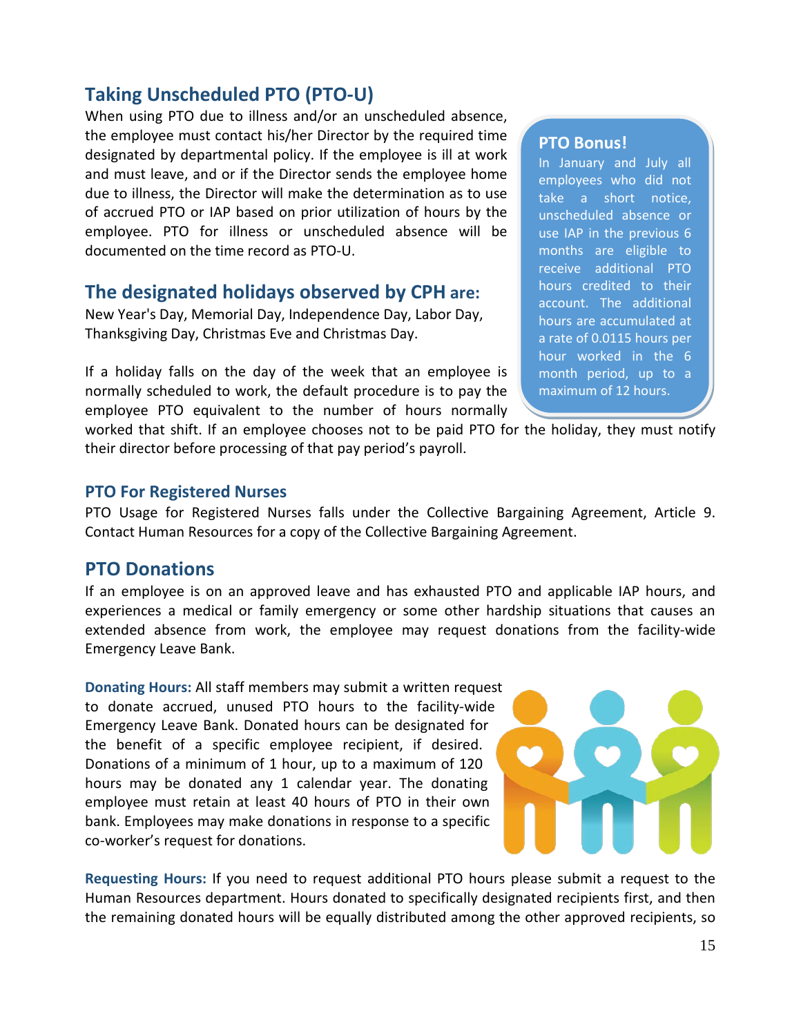## Taking Unscheduled PTO (PTO-U)

When using PTO due to illness and/or an unscheduled absence, the employee must contact his/her Director by the required time designated by departmental policy. If the employee is ill at work and must leave, and or if the Director sends the employee home due to illness, the Director will make the determination as to use of accrued PTO or IAP based on prior utilization of hours by the employee. PTO for illness or unscheduled absence will be documented on the time record as PTO-U.

## The designated holidays observed by CPH are:

New Year's Day, Memorial Day, Independence Day, Labor Day, Thanksgiving Day, Christmas Eve and Christmas Day.

If a holiday falls on the day of the week that an employee is normally scheduled to work, the default procedure is to pay the employee PTO equivalent to the number of hours normally worked that shift. If an employee chooses not to be paid PTO for the holiday, they must notify their director before processing of that pay period's payroll.

**PTO Bonus!**

In January and July all employees who did not take a short notice, unscheduled absence or use IAP in the previous 6 months are eligible to receive additional PTO hours credited to their account. The additional hours are accumulated at a rate of 0.0115 hours per hour worked in the 6 month period, up to a maximum of 12 hours.

### PTO For Registered Nurses

PTO Usage for Registered Nurses falls under the Collective Bargaining Agreement, Article 9. Contact Human Resources for a copy of the Collective Bargaining Agreement.

## PTO Donations

If an employee is on an approved leave and has exhausted PTO and applicable IAP hours, and experiences a medical or family emergency or some other hardship situations that causes an extended absence from work, the employee may request donations from the facility-wide Emergency Leave Bank.

**Donating Hours:** All staff members may submit a written request to donate accrued, unused PTO hours to the facility-wide Emergency Leave Bank. Donated hours can be designated for the benefit of a specific employee recipient, if desired. Donations of a minimum of 1 hour, up to a maximum of 120 hours may be donated any 1 calendar year. The donating employee must retain at least 40 hours of PTO in their own bank. Employees may make donations in response to a specific co-worker's request for donations.

**Requesting Hours:** If you need to request additional PTO hours please submit a request to the Human Resources department. Hours donated to specifically designated recipients first, and then the remaining donated hours will be equally distributed among the other approved recipients, so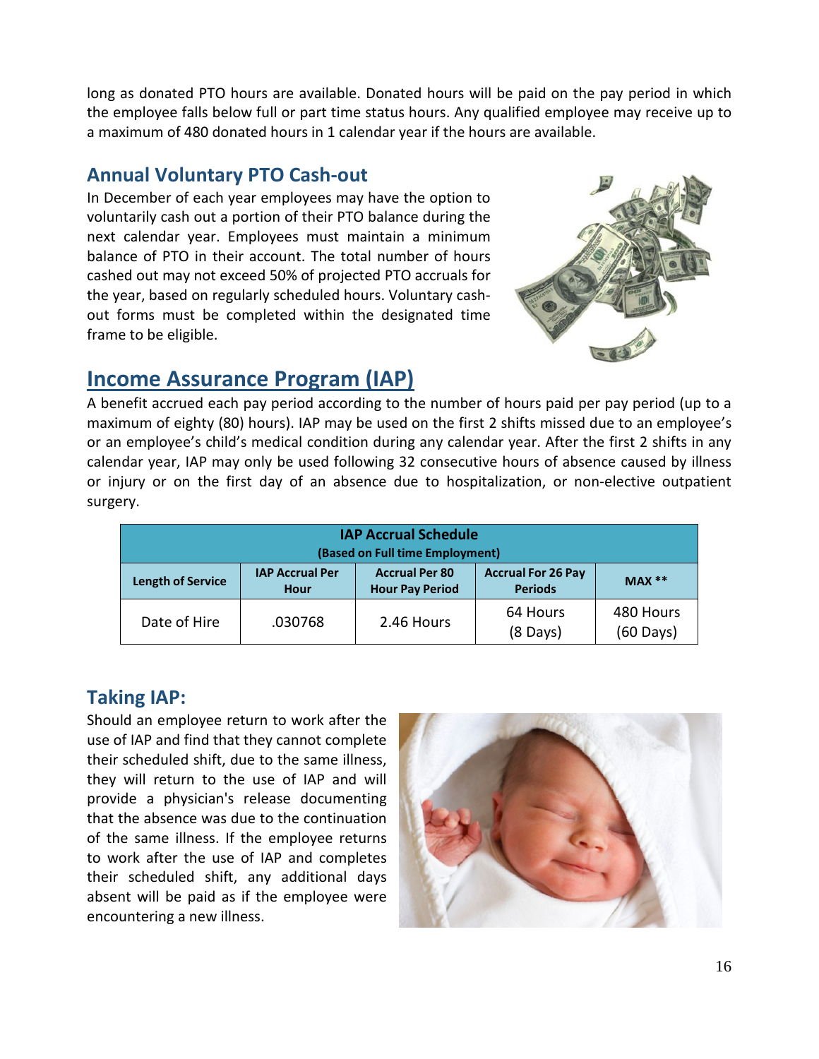long as donated PTO hours are available. Donated hours will be paid on the pay period in which the employee falls below full or part time status hours. Any qualified employee may receive up to a maximum of 480 donated hours in 1 calendar year if the hours are available.

## Annual Voluntary PTO Cash-out

In December of each year employees may have the option to voluntarily cash out a portion of their PTO balance during the next calendar year. Employees must maintain a minimum balance of PTO in their account. The total number of hours cashed out may not exceed 50% of projected PTO accruals for the year, based on regularly scheduled hours. Voluntary cash-out forms must be completed within the designated time frame to be eligible.

# Income Assurance Program (IAP)

A benefit accrued each pay period according to the number of hours paid per pay period (up to a maximum of eighty (80) hours). IAP may be used on the first 2 shifts missed due to an employee's or an employee's child's medical condition during any calendar year. After the first 2 shifts in any calendar year, IAP may only be used following 32 consecutive hours of absence caused by illness or injury or on the first day of an absence due to hospitalization, or non-elective outpatient surgery.

| IAP Accrual Schedule (Based on Full time Employment) | | | | |
|---|---|---|---|---|
| **Length of Service** | **IAP Accrual Per Hour** | **Accrual Per 80 Hour Pay Period** | **Accrual For 26 Pay Periods** | **MAX \*\*** |
| Date of Hire | .030768 | 2.46 Hours | 64 Hours (8 Days) | 480 Hours (60 Days) |

## Taking IAP:

Should an employee return to work after the use of IAP and find that they cannot complete their scheduled shift, due to the same illness, they will return to the use of IAP and will provide a physician's release documenting that the absence was due to the continuation of the same illness. If the employee returns to work after the use of IAP and completes their scheduled shift, any additional days absent will be paid as if the employee were encountering a new illness.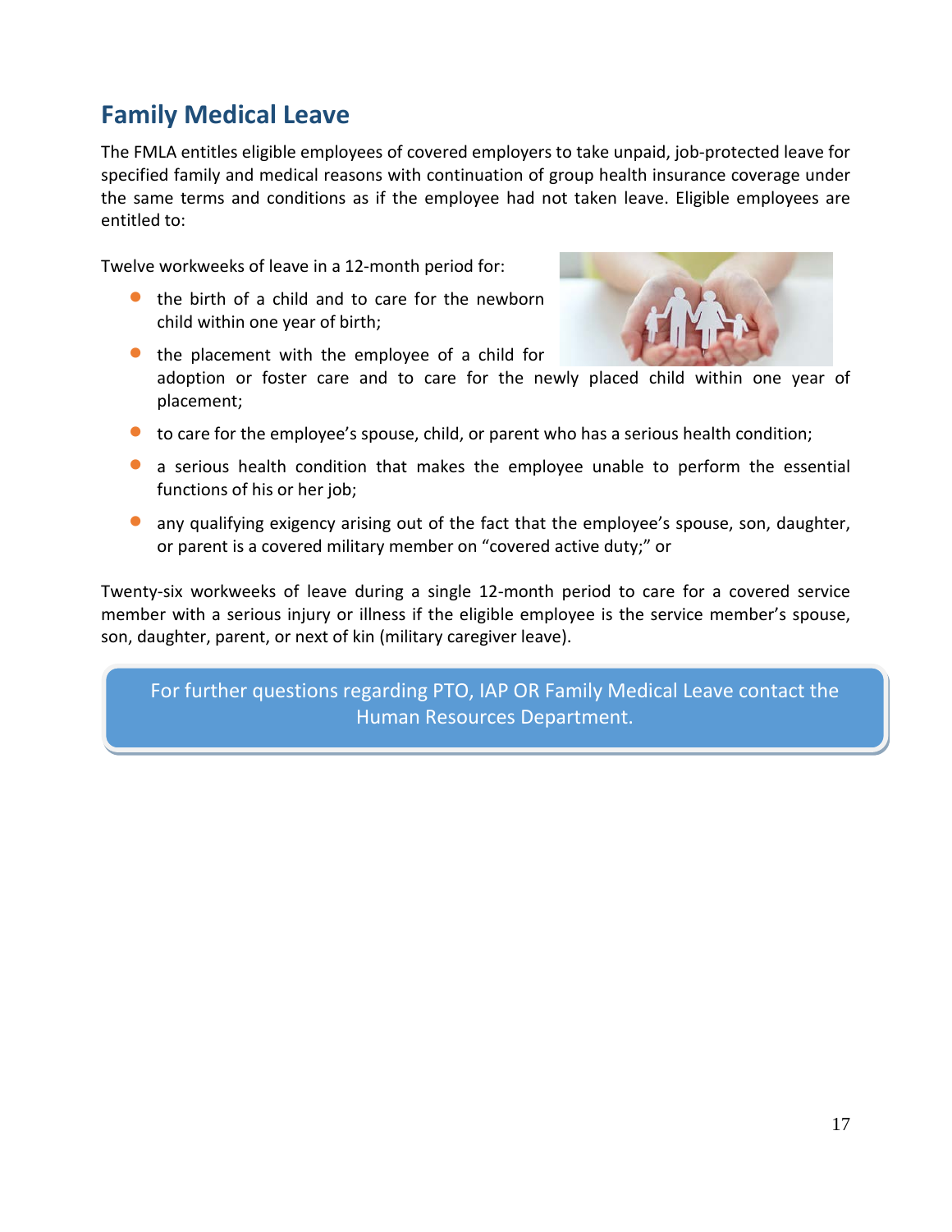## Family Medical Leave

The FMLA entitles eligible employees of covered employers to take unpaid, job-protected leave for specified family and medical reasons with continuation of group health insurance coverage under the same terms and conditions as if the employee had not taken leave. Eligible employees are entitled to:

Twelve workweeks of leave in a 12-month period for:

- the birth of a child and to care for the newborn child within one year of birth;
- the placement with the employee of a child for adoption or foster care and to care for the newly placed child within one year of placement;
- to care for the employee's spouse, child, or parent who has a serious health condition;
- a serious health condition that makes the employee unable to perform the essential functions of his or her job;
- any qualifying exigency arising out of the fact that the employee's spouse, son, daughter, or parent is a covered military member on "covered active duty;" or

Twenty-six workweeks of leave during a single 12-month period to care for a covered service member with a serious injury or illness if the eligible employee is the service member's spouse, son, daughter, parent, or next of kin (military caregiver leave).

For further questions regarding PTO, IAP OR Family Medical Leave contact the Human Resources Department.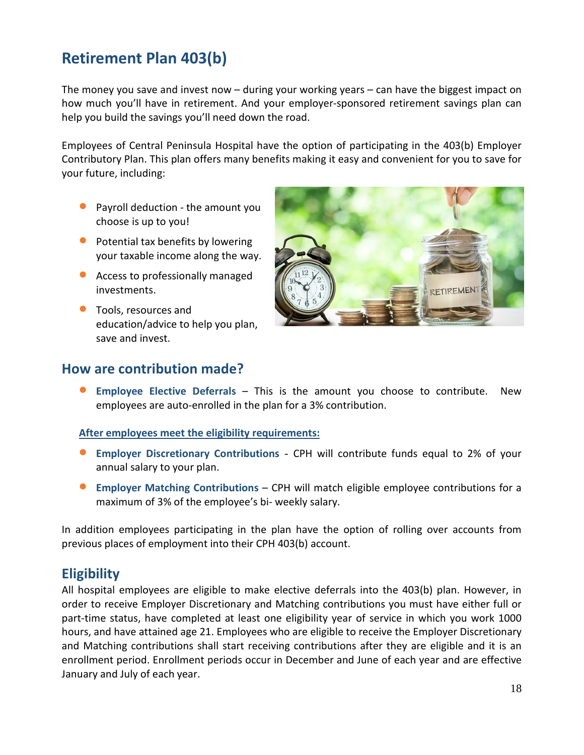# Retirement Plan 403(b)

The money you save and invest now – during your working years – can have the biggest impact on how much you'll have in retirement. And your employer-sponsored retirement savings plan can help you build the savings you'll need down the road.

Employees of Central Peninsula Hospital have the option of participating in the 403(b) Employer Contributory Plan. This plan offers many benefits making it easy and convenient for you to save for your future, including:

- Payroll deduction - the amount you choose is up to you!
- Potential tax benefits by lowering your taxable income along the way.
- Access to professionally managed investments.
- Tools, resources and education/advice to help you plan, save and invest.

## How are contribution made?

- **Employee Elective Deferrals** – This is the amount you choose to contribute. New employees are auto-enrolled in the plan for a 3% contribution.

**After employees meet the eligibility requirements:**

- **Employer Discretionary Contributions** - CPH will contribute funds equal to 2% of your annual salary to your plan.
- **Employer Matching Contributions** – CPH will match eligible employee contributions for a maximum of 3% of the employee's bi- weekly salary.

In addition employees participating in the plan have the option of rolling over accounts from previous places of employment into their CPH 403(b) account.

## Eligibility

All hospital employees are eligible to make elective deferrals into the 403(b) plan. However, in order to receive Employer Discretionary and Matching contributions you must have either full or part-time status, have completed at least one eligibility year of service in which you work 1000 hours, and have attained age 21. Employees who are eligible to receive the Employer Discretionary and Matching contributions shall start receiving contributions after they are eligible and it is an enrollment period. Enrollment periods occur in December and June of each year and are effective January and July of each year.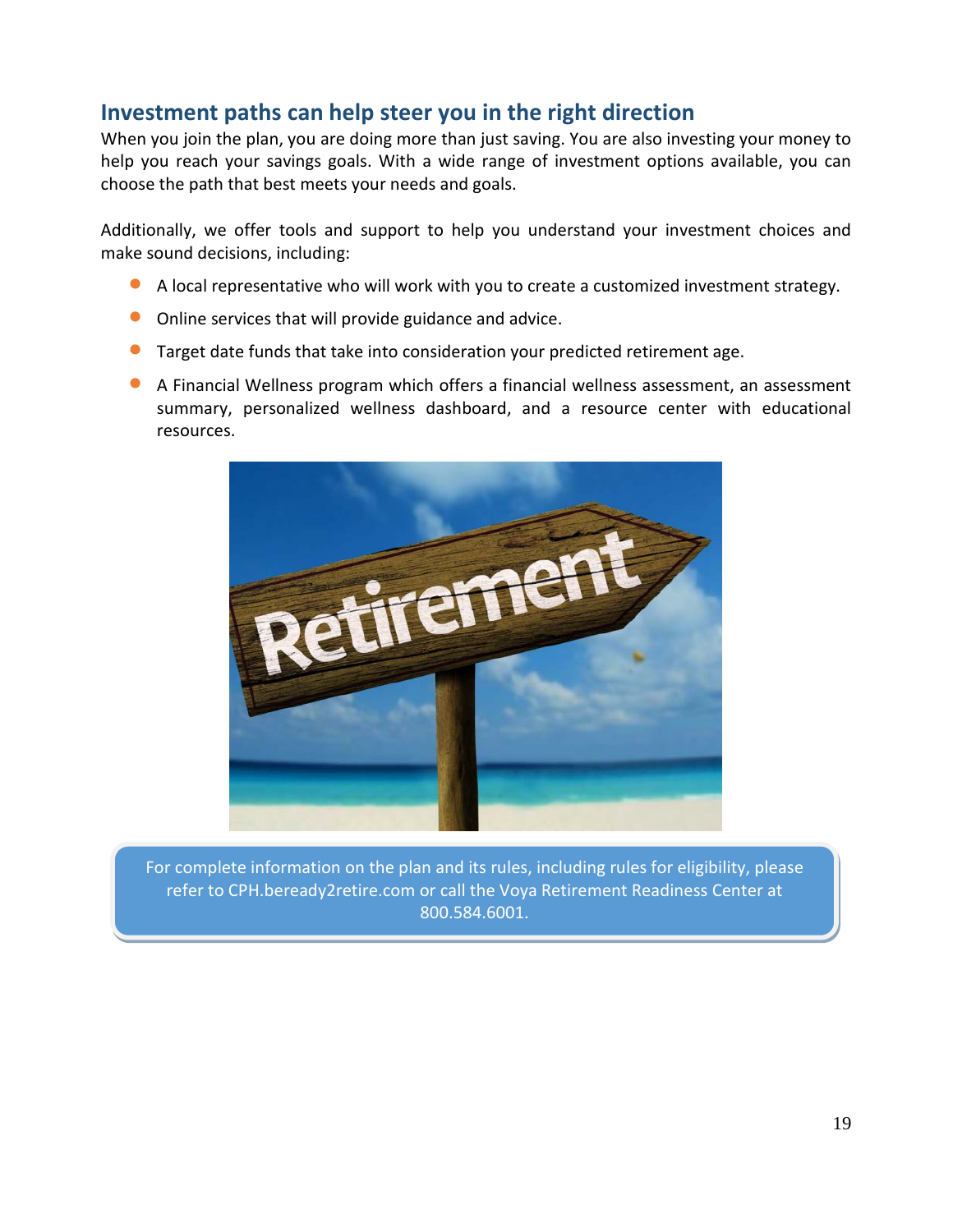## Investment paths can help steer you in the right direction

When you join the plan, you are doing more than just saving. You are also investing your money to help you reach your savings goals. With a wide range of investment options available, you can choose the path that best meets your needs and goals.

Additionally, we offer tools and support to help you understand your investment choices and make sound decisions, including:

- A local representative who will work with you to create a customized investment strategy.
- Online services that will provide guidance and advice.
- Target date funds that take into consideration your predicted retirement age.
- A Financial Wellness program which offers a financial wellness assessment, an assessment summary, personalized wellness dashboard, and a resource center with educational resources.

For complete information on the plan and its rules, including rules for eligibility, please refer to CPH.beready2retire.com or call the Voya Retirement Readiness Center at 800.584.6001.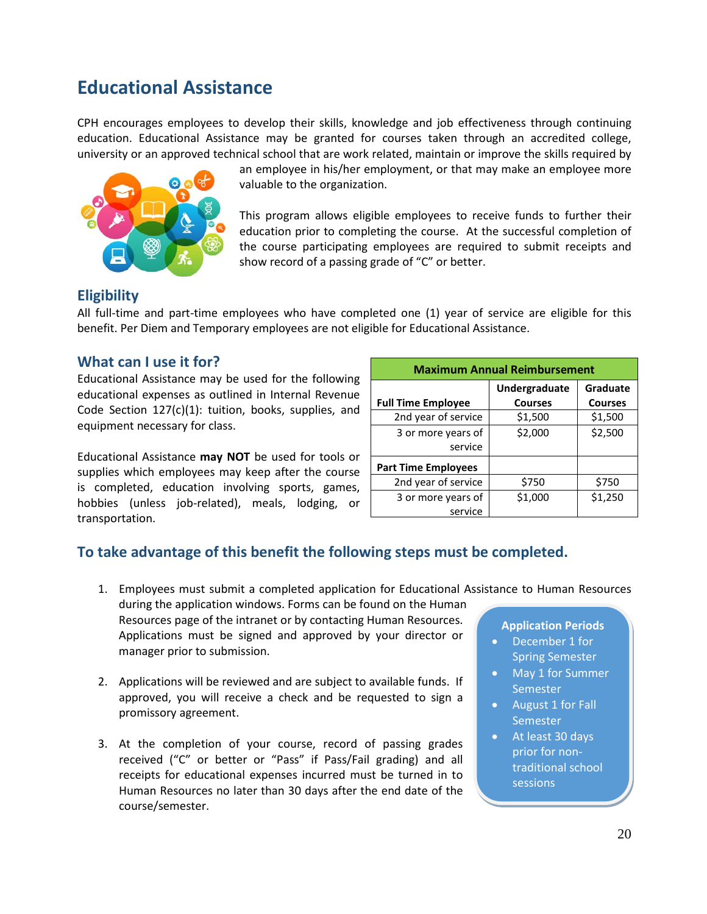# Educational Assistance

CPH encourages employees to develop their skills, knowledge and job effectiveness through continuing education. Educational Assistance may be granted for courses taken through an accredited college, university or an approved technical school that are work related, maintain or improve the skills required by an employee in his/her employment, or that may make an employee more valuable to the organization.

This program allows eligible employees to receive funds to further their education prior to completing the course. At the successful completion of the course participating employees are required to submit receipts and show record of a passing grade of "C" or better.

## Eligibility

All full-time and part-time employees who have completed one (1) year of service are eligible for this benefit. Per Diem and Temporary employees are not eligible for Educational Assistance.

## What can I use it for?

Educational Assistance may be used for the following educational expenses as outlined in Internal Revenue Code Section 127(c)(1): tuition, books, supplies, and equipment necessary for class.

Educational Assistance **may NOT** be used for tools or supplies which employees may keep after the course is completed, education involving sports, games, hobbies (unless job-related), meals, lodging, or transportation.

| Maximum Annual Reimbursement | | |
|---|---|---|
| **Full Time Employee** | **Undergraduate Courses** | **Graduate Courses** |
| 2nd year of service | $1,500 | $1,500 |
| 3 or more years of service | $2,000 | $2,500 |
| **Part Time Employees** | | |
| 2nd year of service | $750 | $750 |
| 3 or more years of service | $1,000 | $1,250 |

## To take advantage of this benefit the following steps must be completed.

1. Employees must submit a completed application for Educational Assistance to Human Resources during the application windows. Forms can be found on the Human Resources page of the intranet or by contacting Human Resources. Applications must be signed and approved by your director or manager prior to submission.

2. Applications will be reviewed and are subject to available funds. If approved, you will receive a check and be requested to sign a promissory agreement.

3. At the completion of your course, record of passing grades received ("C" or better or "Pass" if Pass/Fail grading) and all receipts for educational expenses incurred must be turned in to Human Resources no later than 30 days after the end date of the course/semester.

**Application Periods**

- December 1 for Spring Semester
- May 1 for Summer Semester
- August 1 for Fall Semester
- At least 30 days prior for non-traditional school sessions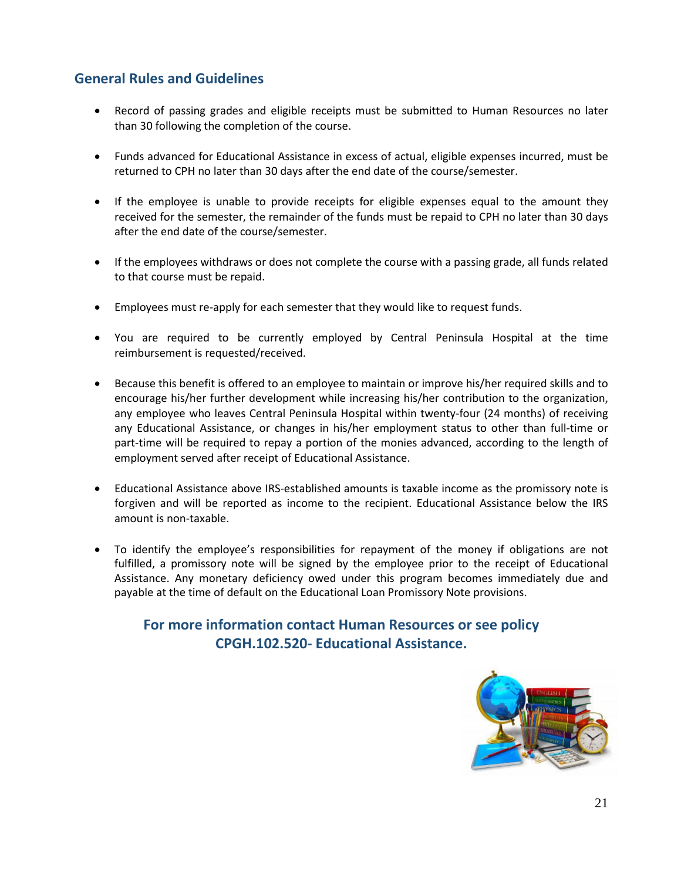## General Rules and Guidelines

- Record of passing grades and eligible receipts must be submitted to Human Resources no later than 30 following the completion of the course.
- Funds advanced for Educational Assistance in excess of actual, eligible expenses incurred, must be returned to CPH no later than 30 days after the end date of the course/semester.
- If the employee is unable to provide receipts for eligible expenses equal to the amount they received for the semester, the remainder of the funds must be repaid to CPH no later than 30 days after the end date of the course/semester.
- If the employees withdraws or does not complete the course with a passing grade, all funds related to that course must be repaid.
- Employees must re-apply for each semester that they would like to request funds.
- You are required to be currently employed by Central Peninsula Hospital at the time reimbursement is requested/received.
- Because this benefit is offered to an employee to maintain or improve his/her required skills and to encourage his/her further development while increasing his/her contribution to the organization, any employee who leaves Central Peninsula Hospital within twenty-four (24 months) of receiving any Educational Assistance, or changes in his/her employment status to other than full-time or part-time will be required to repay a portion of the monies advanced, according to the length of employment served after receipt of Educational Assistance.
- Educational Assistance above IRS-established amounts is taxable income as the promissory note is forgiven and will be reported as income to the recipient. Educational Assistance below the IRS amount is non-taxable.
- To identify the employee's responsibilities for repayment of the money if obligations are not fulfilled, a promissory note will be signed by the employee prior to the receipt of Educational Assistance. Any monetary deficiency owed under this program becomes immediately due and payable at the time of default on the Educational Loan Promissory Note provisions.

**For more information contact Human Resources or see policy CPGH.102.520- Educational Assistance.**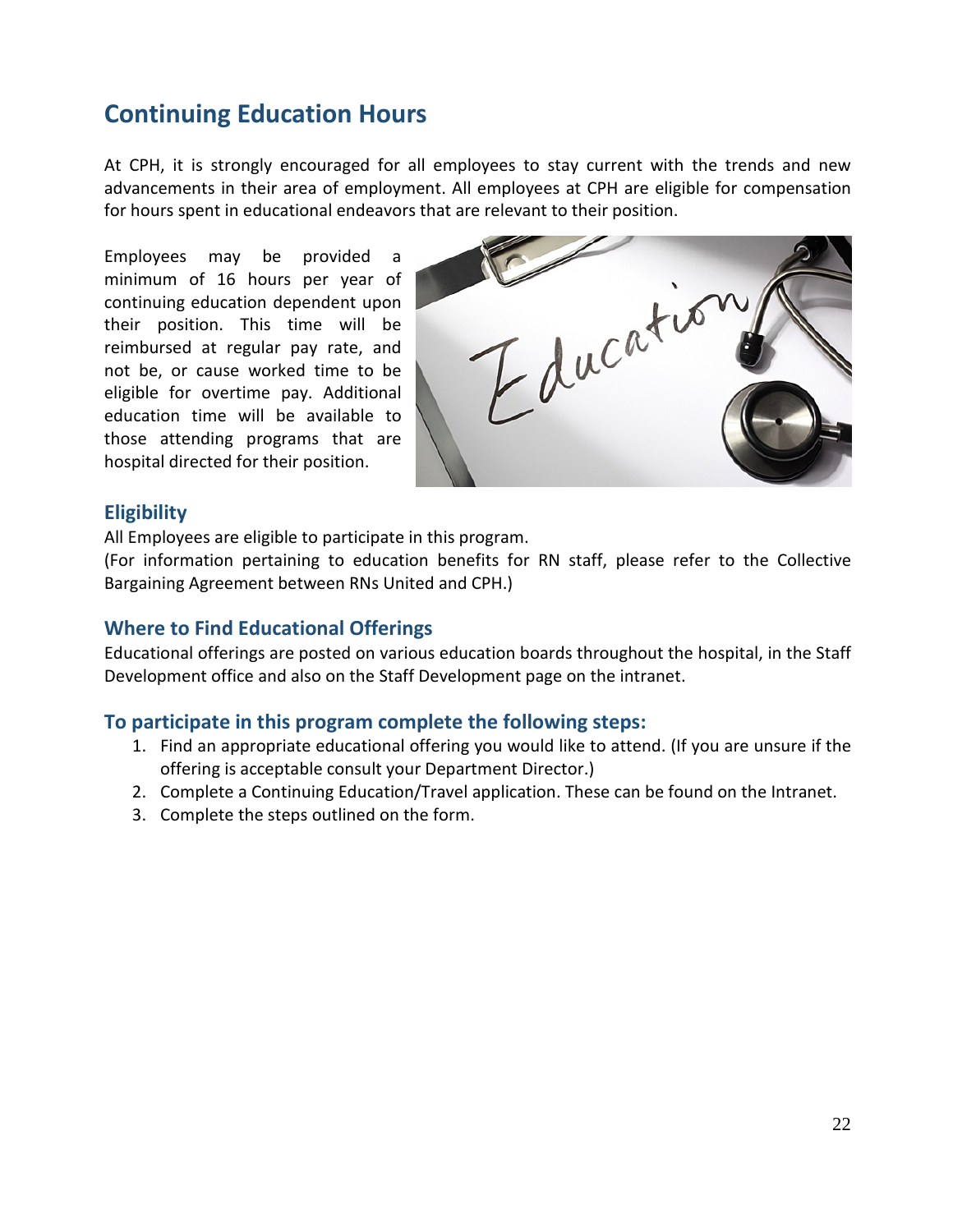## Continuing Education Hours

At CPH, it is strongly encouraged for all employees to stay current with the trends and new advancements in their area of employment. All employees at CPH are eligible for compensation for hours spent in educational endeavors that are relevant to their position.

Employees may be provided a minimum of 16 hours per year of continuing education dependent upon their position. This time will be reimbursed at regular pay rate, and not be, or cause worked time to be eligible for overtime pay. Additional education time will be available to those attending programs that are hospital directed for their position.

### Eligibility

All Employees are eligible to participate in this program.
(For information pertaining to education benefits for RN staff, please refer to the Collective Bargaining Agreement between RNs United and CPH.)

### Where to Find Educational Offerings

Educational offerings are posted on various education boards throughout the hospital, in the Staff Development office and also on the Staff Development page on the intranet.

### To participate in this program complete the following steps:

1. Find an appropriate educational offering you would like to attend. (If you are unsure if the offering is acceptable consult your Department Director.)
2. Complete a Continuing Education/Travel application. These can be found on the Intranet.
3. Complete the steps outlined on the form.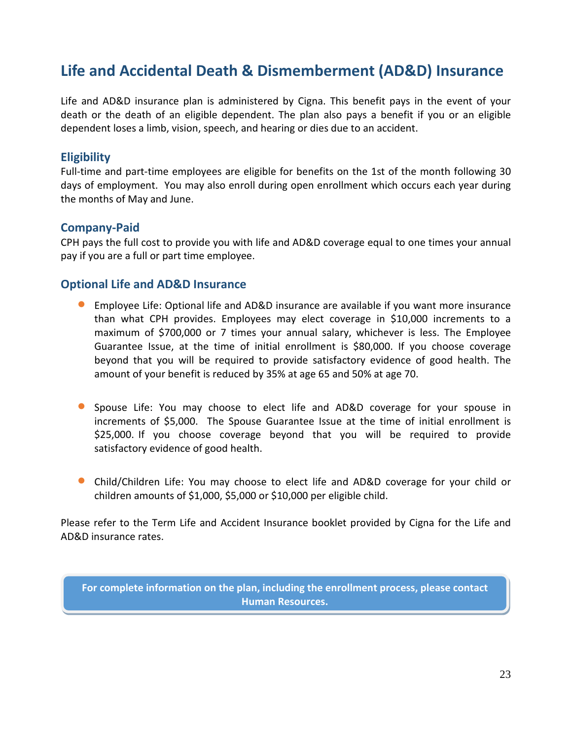# Life and Accidental Death & Dismemberment (AD&D) Insurance

Life and AD&D insurance plan is administered by Cigna. This benefit pays in the event of your death or the death of an eligible dependent. The plan also pays a benefit if you or an eligible dependent loses a limb, vision, speech, and hearing or dies due to an accident.

## Eligibility

Full-time and part-time employees are eligible for benefits on the 1st of the month following 30 days of employment. You may also enroll during open enrollment which occurs each year during the months of May and June.

## Company-Paid

CPH pays the full cost to provide you with life and AD&D coverage equal to one times your annual pay if you are a full or part time employee.

## Optional Life and AD&D Insurance

- Employee Life: Optional life and AD&D insurance are available if you want more insurance than what CPH provides. Employees may elect coverage in $10,000 increments to a maximum of $700,000 or 7 times your annual salary, whichever is less. The Employee Guarantee Issue, at the time of initial enrollment is $80,000. If you choose coverage beyond that you will be required to provide satisfactory evidence of good health. The amount of your benefit is reduced by 35% at age 65 and 50% at age 70.

- Spouse Life: You may choose to elect life and AD&D coverage for your spouse in increments of $5,000. The Spouse Guarantee Issue at the time of initial enrollment is $25,000. If you choose coverage beyond that you will be required to provide satisfactory evidence of good health.

- Child/Children Life: You may choose to elect life and AD&D coverage for your child or children amounts of $1,000, $5,000 or $10,000 per eligible child.

Please refer to the Term Life and Accident Insurance booklet provided by Cigna for the Life and AD&D insurance rates.

**For complete information on the plan, including the enrollment process, please contact Human Resources.**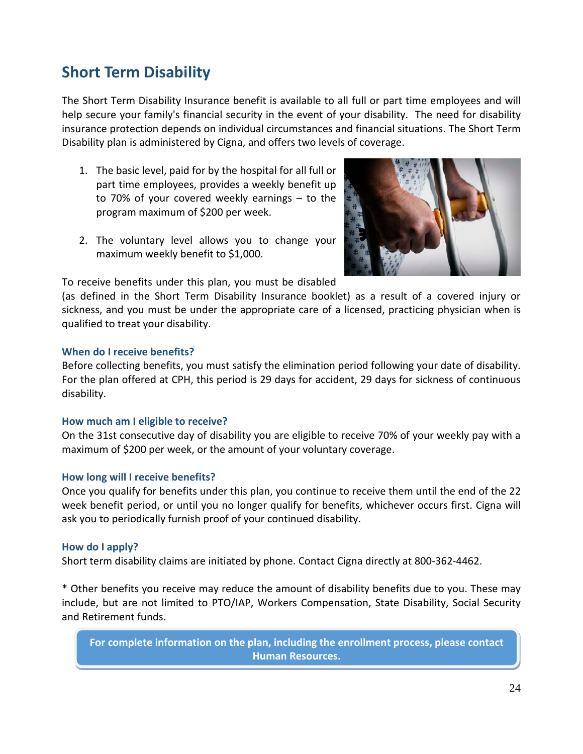## Short Term Disability

The Short Term Disability Insurance benefit is available to all full or part time employees and will help secure your family's financial security in the event of your disability. The need for disability insurance protection depends on individual circumstances and financial situations. The Short Term Disability plan is administered by Cigna, and offers two levels of coverage.

1. The basic level, paid for by the hospital for all full or part time employees, provides a weekly benefit up to 70% of your covered weekly earnings – to the program maximum of $200 per week.
2. The voluntary level allows you to change your maximum weekly benefit to $1,000.

To receive benefits under this plan, you must be disabled (as defined in the Short Term Disability Insurance booklet) as a result of a covered injury or sickness, and you must be under the appropriate care of a licensed, practicing physician when is qualified to treat your disability.

### When do I receive benefits?

Before collecting benefits, you must satisfy the elimination period following your date of disability. For the plan offered at CPH, this period is 29 days for accident, 29 days for sickness of continuous disability.

### How much am I eligible to receive?

On the 31st consecutive day of disability you are eligible to receive 70% of your weekly pay with a maximum of $200 per week, or the amount of your voluntary coverage.

### How long will I receive benefits?

Once you qualify for benefits under this plan, you continue to receive them until the end of the 22 week benefit period, or until you no longer qualify for benefits, whichever occurs first. Cigna will ask you to periodically furnish proof of your continued disability.

### How do I apply?

Short term disability claims are initiated by phone. Contact Cigna directly at 800-362-4462.

* Other benefits you receive may reduce the amount of disability benefits due to you. These may include, but are not limited to PTO/IAP, Workers Compensation, State Disability, Social Security and Retirement funds.

**For complete information on the plan, including the enrollment process, please contact Human Resources.**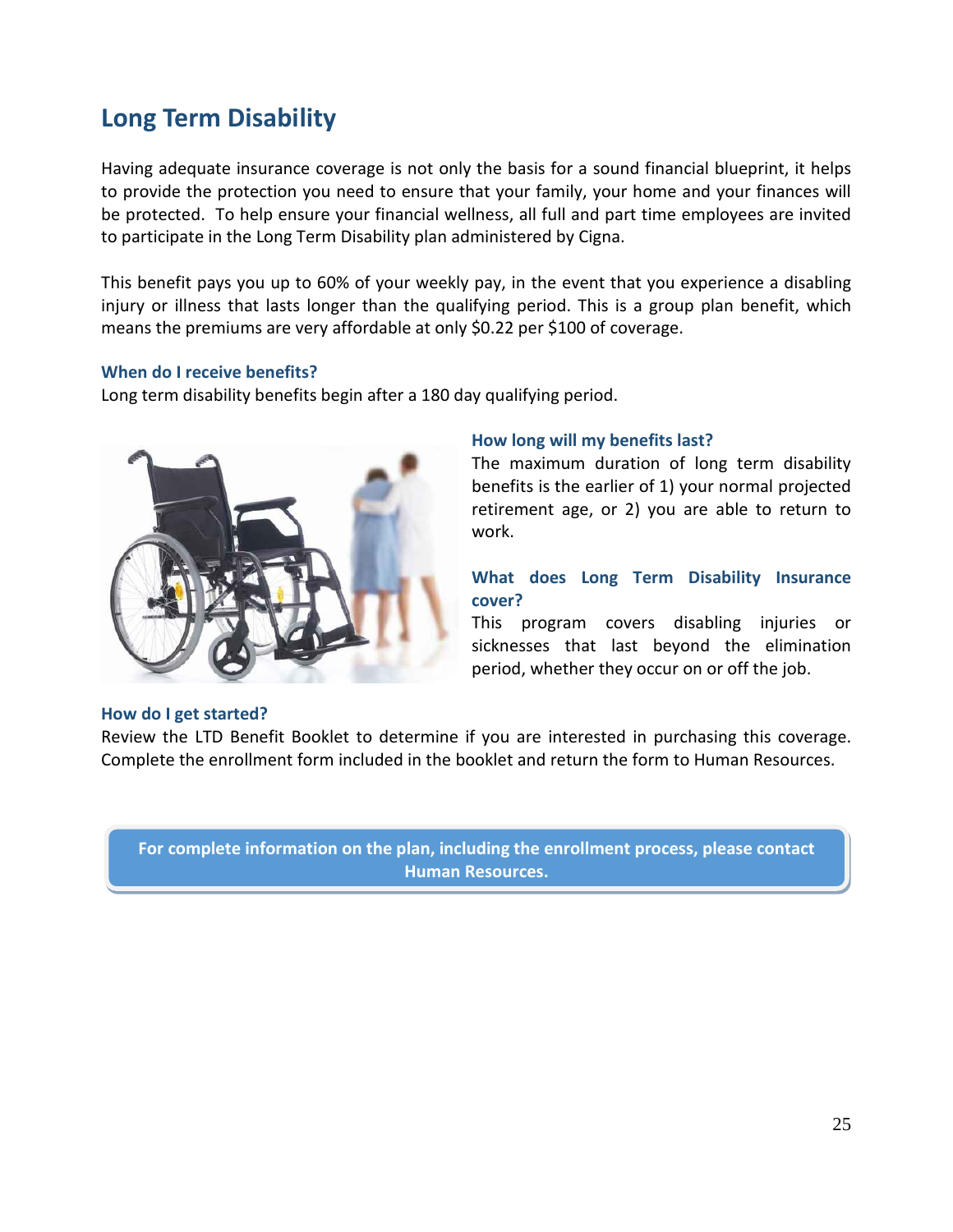## Long Term Disability

Having adequate insurance coverage is not only the basis for a sound financial blueprint, it helps to provide the protection you need to ensure that your family, your home and your finances will be protected. To help ensure your financial wellness, all full and part time employees are invited to participate in the Long Term Disability plan administered by Cigna.

This benefit pays you up to 60% of your weekly pay, in the event that you experience a disabling injury or illness that lasts longer than the qualifying period. This is a group plan benefit, which means the premiums are very affordable at only $0.22 per $100 of coverage.

### When do I receive benefits?

Long term disability benefits begin after a 180 day qualifying period.

### How long will my benefits last?

The maximum duration of long term disability benefits is the earlier of 1) your normal projected retirement age, or 2) you are able to return to work.

### What does Long Term Disability Insurance cover?

This program covers disabling injuries or sicknesses that last beyond the elimination period, whether they occur on or off the job.

### How do I get started?

Review the LTD Benefit Booklet to determine if you are interested in purchasing this coverage. Complete the enrollment form included in the booklet and return the form to Human Resources.

**For complete information on the plan, including the enrollment process, please contact Human Resources.**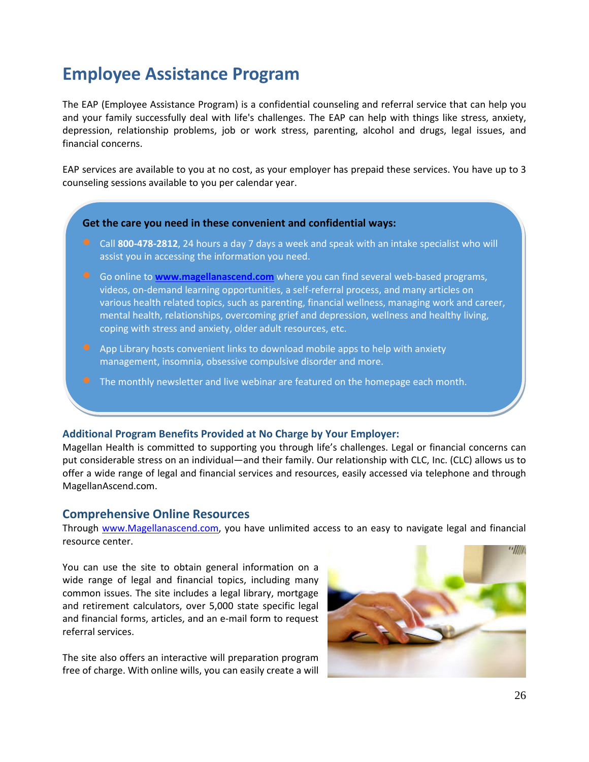# Employee Assistance Program

The EAP (Employee Assistance Program) is a confidential counseling and referral service that can help you and your family successfully deal with life's challenges. The EAP can help with things like stress, anxiety, depression, relationship problems, job or work stress, parenting, alcohol and drugs, legal issues, and financial concerns.

EAP services are available to you at no cost, as your employer has prepaid these services. You have up to 3 counseling sessions available to you per calendar year.

**Get the care you need in these convenient and confidential ways:**

- Call **800-478-2812**, 24 hours a day 7 days a week and speak with an intake specialist who will assist you in accessing the information you need.
- Go online to **www.magellanascend.com** where you can find several web-based programs, videos, on-demand learning opportunities, a self-referral process, and many articles on various health related topics, such as parenting, financial wellness, managing work and career, mental health, relationships, overcoming grief and depression, wellness and healthy living, coping with stress and anxiety, older adult resources, etc.
- App Library hosts convenient links to download mobile apps to help with anxiety management, insomnia, obsessive compulsive disorder and more.
- The monthly newsletter and live webinar are featured on the homepage each month.

### Additional Program Benefits Provided at No Charge by Your Employer:

Magellan Health is committed to supporting you through life's challenges. Legal or financial concerns can put considerable stress on an individual—and their family. Our relationship with CLC, Inc. (CLC) allows us to offer a wide range of legal and financial services and resources, easily accessed via telephone and through MagellanAscend.com.

## Comprehensive Online Resources

Through www.Magellanascend.com, you have unlimited access to an easy to navigate legal and financial resource center.

You can use the site to obtain general information on a wide range of legal and financial topics, including many common issues. The site includes a legal library, mortgage and retirement calculators, over 5,000 state specific legal and financial forms, articles, and an e-mail form to request referral services.

The site also offers an interactive will preparation program free of charge. With online wills, you can easily create a will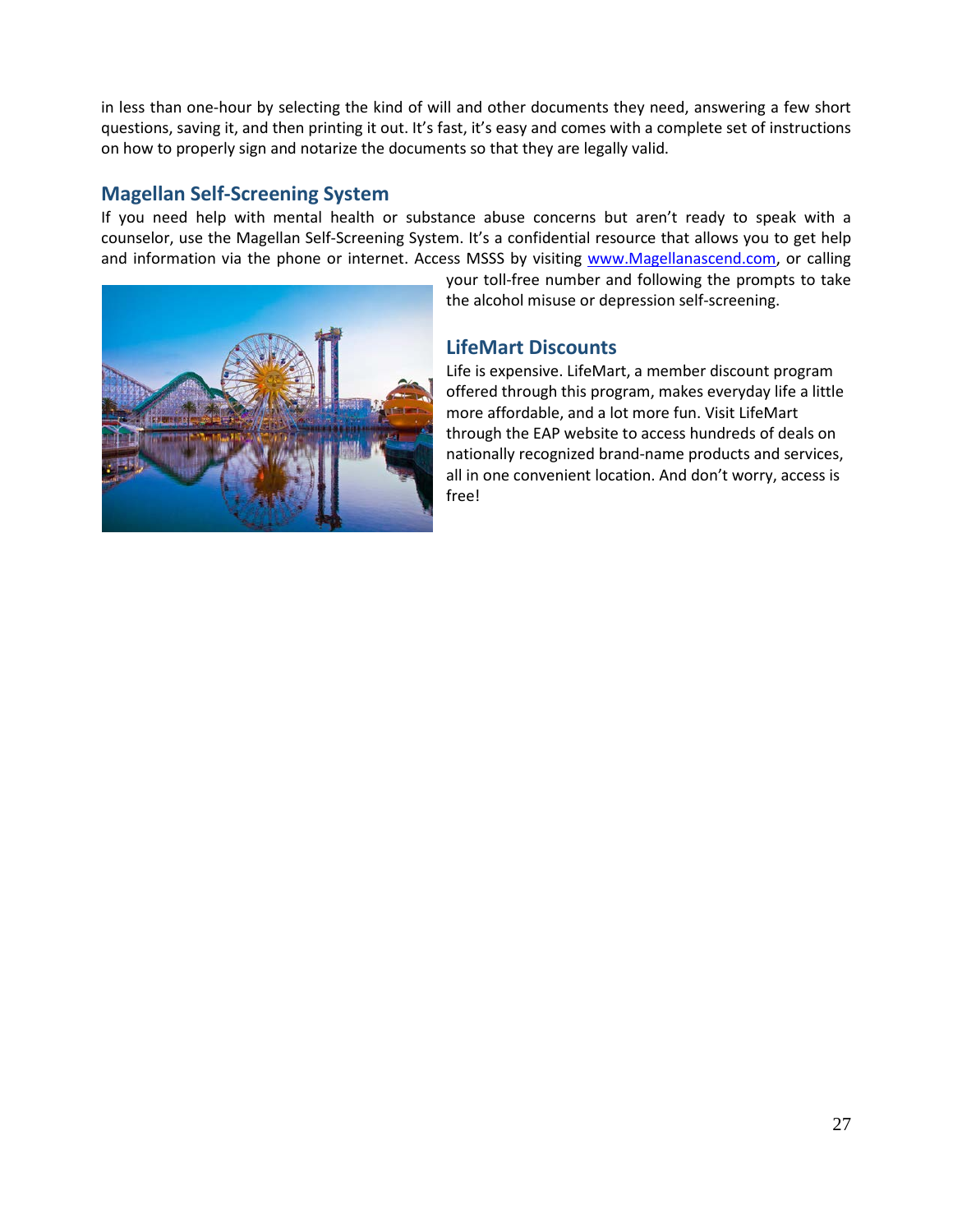in less than one-hour by selecting the kind of will and other documents they need, answering a few short questions, saving it, and then printing it out. It's fast, it's easy and comes with a complete set of instructions on how to properly sign and notarize the documents so that they are legally valid.

## Magellan Self-Screening System

If you need help with mental health or substance abuse concerns but aren't ready to speak with a counselor, use the Magellan Self-Screening System. It's a confidential resource that allows you to get help and information via the phone or internet. Access MSSS by visiting [www.Magellanascend.com](www.Magellanascend.com), or calling your toll-free number and following the prompts to take the alcohol misuse or depression self-screening.

## LifeMart Discounts

Life is expensive. LifeMart, a member discount program offered through this program, makes everyday life a little more affordable, and a lot more fun. Visit LifeMart through the EAP website to access hundreds of deals on nationally recognized brand-name products and services, all in one convenient location. And don't worry, access is free!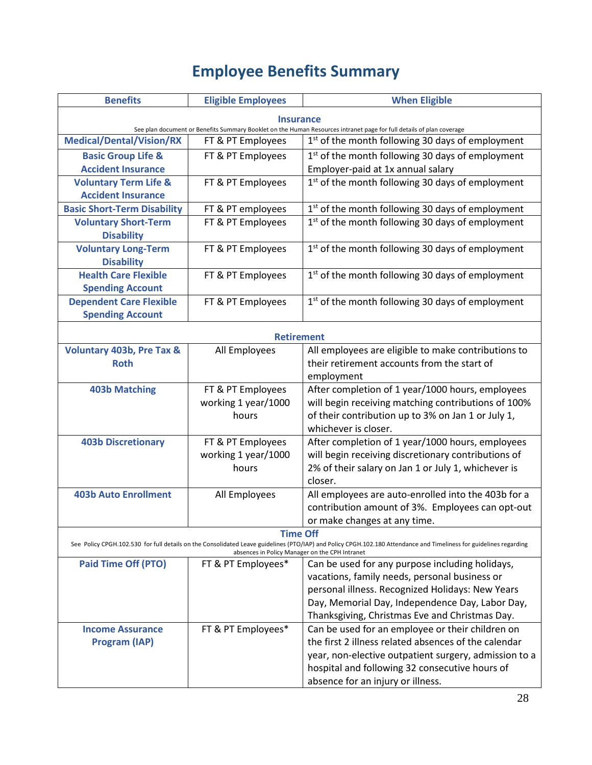# Employee Benefits Summary

| Benefits | Eligible Employees | When Eligible |
|---|---|---|
| **Insurance** See plan document or Benefits Summary Booklet on the Human Resources intranet page for full details of plan coverage | | |
| **Medical/Dental/Vision/RX** | FT & PT Employees | 1st of the month following 30 days of employment |
| **Basic Group Life & Accident Insurance** | FT & PT Employees | 1st of the month following 30 days of employment Employer-paid at 1x annual salary |
| **Voluntary Term Life & Accident Insurance** | FT & PT Employees | 1st of the month following 30 days of employment |
| **Basic Short-Term Disability** | FT & PT employees | 1st of the month following 30 days of employment |
| **Voluntary Short-Term Disability** | FT & PT Employees | 1st of the month following 30 days of employment |
| **Voluntary Long-Term Disability** | FT & PT Employees | 1st of the month following 30 days of employment |
| **Health Care Flexible Spending Account** | FT & PT Employees | 1st of the month following 30 days of employment |
| **Dependent Care Flexible Spending Account** | FT & PT Employees | 1st of the month following 30 days of employment |
| **Retirement** | | |
| **Voluntary 403b, Pre Tax & Roth** | All Employees | All employees are eligible to make contributions to their retirement accounts from the start of employment |
| **403b Matching** | FT & PT Employees working 1 year/1000 hours | After completion of 1 year/1000 hours, employees will begin receiving matching contributions of 100% of their contribution up to 3% on Jan 1 or July 1, whichever is closer. |
| **403b Discretionary** | FT & PT Employees working 1 year/1000 hours | After completion of 1 year/1000 hours, employees will begin receiving discretionary contributions of 2% of their salary on Jan 1 or July 1, whichever is closer. |
| **403b Auto Enrollment** | All Employees | All employees are auto-enrolled into the 403b for a contribution amount of 3%. Employees can opt-out or make changes at any time. |
| **Time Off** See Policy CPGH.102.530 for full details on the Consolidated Leave guidelines (PTO/IAP) and Policy CPGH.102.180 Attendance and Timeliness for guidelines regarding absences in Policy Manager on the CPH Intranet | | |
| **Paid Time Off (PTO)** | FT & PT Employees* | Can be used for any purpose including holidays, vacations, family needs, personal business or personal illness. Recognized Holidays: New Years Day, Memorial Day, Independence Day, Labor Day, Thanksgiving, Christmas Eve and Christmas Day. |
| **Income Assurance Program (IAP)** | FT & PT Employees* | Can be used for an employee or their children on the first 2 illness related absences of the calendar year, non-elective outpatient surgery, admission to a hospital and following 32 consecutive hours of absence for an injury or illness. |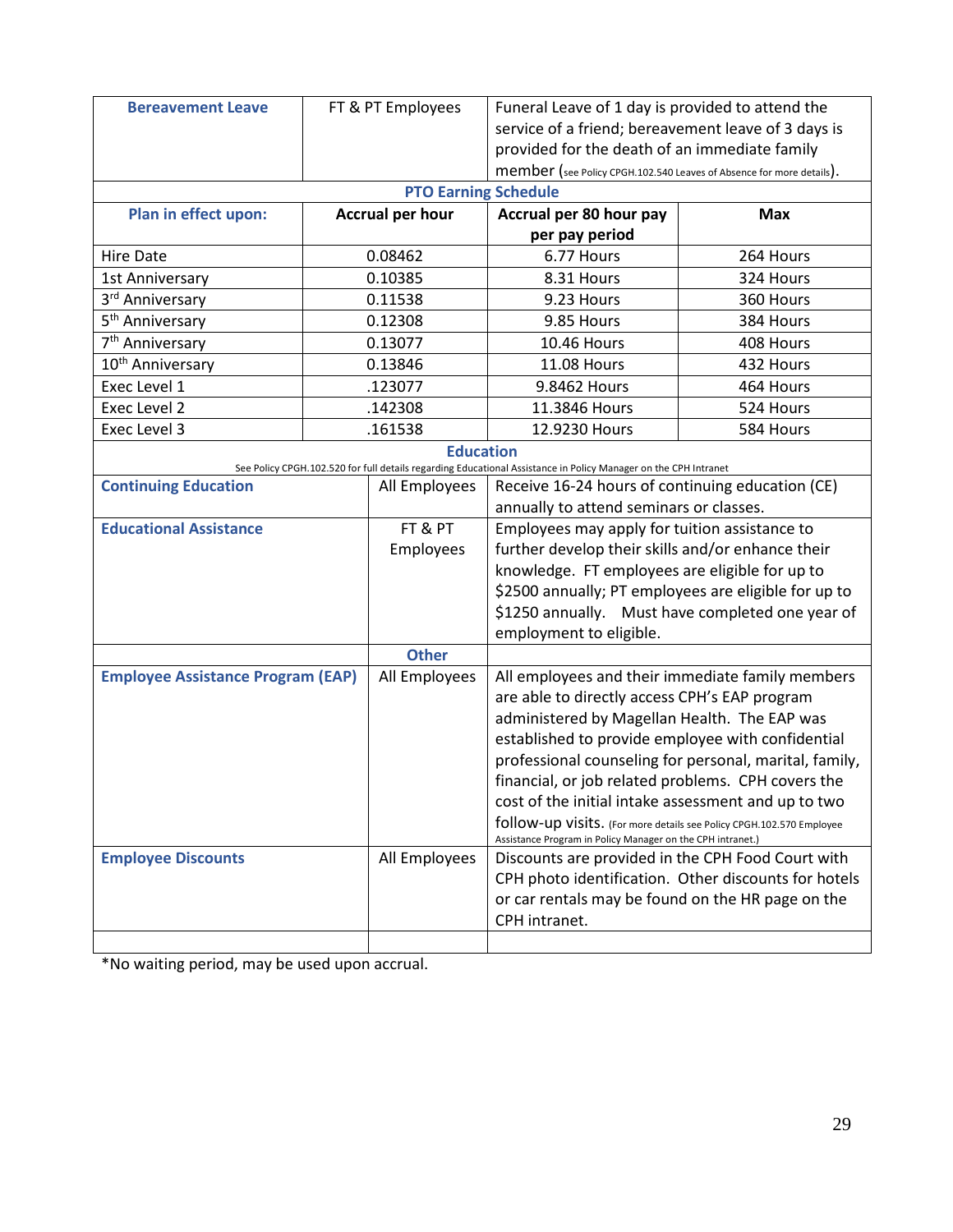| Bereavement Leave | FT & PT Employees | Funeral Leave of 1 day is provided to attend the service of a friend; bereavement leave of 3 days is provided for the death of an immediate family member (see Policy CPGH.102.540 Leaves of Absence for more details). | |
|---|---|---|---|
| **PTO Earning Schedule** | | | |
| **Plan in effect upon:** | **Accrual per hour** | **Accrual per 80 hour pay per pay period** | **Max** |
| Hire Date | 0.08462 | 6.77 Hours | 264 Hours |
| 1st Anniversary | 0.10385 | 8.31 Hours | 324 Hours |
| 3rd Anniversary | 0.11538 | 9.23 Hours | 360 Hours |
| 5th Anniversary | 0.12308 | 9.85 Hours | 384 Hours |
| 7th Anniversary | 0.13077 | 10.46 Hours | 408 Hours |
| 10th Anniversary | 0.13846 | 11.08 Hours | 432 Hours |
| Exec Level 1 | .123077 | 9.8462 Hours | 464 Hours |
| Exec Level 2 | .142308 | 11.3846 Hours | 524 Hours |
| Exec Level 3 | .161538 | 12.9230 Hours | 584 Hours |

**Education**

See Policy CPGH.102.520 for full details regarding Educational Assistance in Policy Manager on the CPH Intranet

| | | |
|---|---|---|
| **Continuing Education** | All Employees | Receive 16-24 hours of continuing education (CE) annually to attend seminars or classes. |
| **Educational Assistance** | FT & PT Employees | Employees may apply for tuition assistance to further develop their skills and/or enhance their knowledge. FT employees are eligible for up to \$2500 annually; PT employees are eligible for up to \$1250 annually. Must have completed one year of employment to eligible. |
| | **Other** | |
| **Employee Assistance Program (EAP)** | All Employees | All employees and their immediate family members are able to directly access CPH's EAP program administered by Magellan Health. The EAP was established to provide employee with confidential professional counseling for personal, marital, family, financial, or job related problems. CPH covers the cost of the initial intake assessment and up to two follow-up visits. (For more details see Policy CPGH.102.570 Employee Assistance Program in Policy Manager on the CPH intranet.) |
| **Employee Discounts** | All Employees | Discounts are provided in the CPH Food Court with CPH photo identification. Other discounts for hotels or car rentals may be found on the HR page on the CPH intranet. |
| | | |

*No waiting period, may be used upon accrual.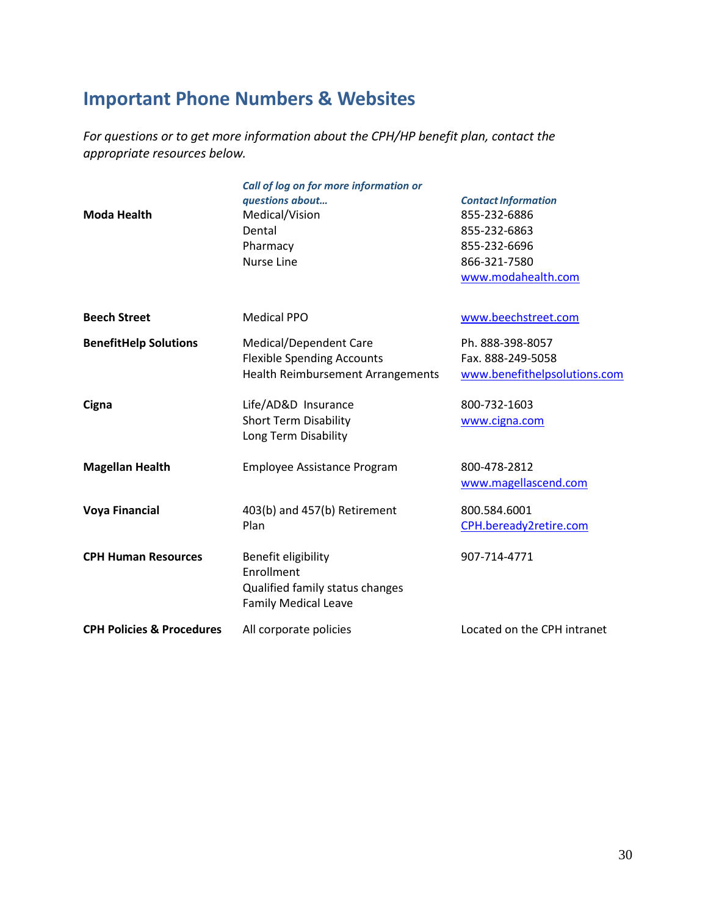## Important Phone Numbers & Websites

*For questions or to get more information about the CPH/HP benefit plan, contact the appropriate resources below.*

| | *Call of log on for more information or questions about…* | *Contact Information* |
|---|---|---|
| **Moda Health** | Medical/Vision<br>Dental<br>Pharmacy<br>Nurse Line | 855-232-6886<br>855-232-6863<br>855-232-6696<br>866-321-7580<br>www.modahealth.com |
| **Beech Street** | Medical PPO | www.beechstreet.com |
| **BenefitHelp Solutions** | Medical/Dependent Care<br>Flexible Spending Accounts<br>Health Reimbursement Arrangements | Ph. 888-398-8057<br>Fax. 888-249-5058<br>www.benefithelpsolutions.com |
| **Cigna** | Life/AD&D Insurance<br>Short Term Disability<br>Long Term Disability | 800-732-1603<br>www.cigna.com |
| **Magellan Health** | Employee Assistance Program | 800-478-2812<br>www.magellascend.com |
| **Voya Financial** | 403(b) and 457(b) Retirement Plan | 800.584.6001<br>CPH.beready2retire.com |
| **CPH Human Resources** | Benefit eligibility<br>Enrollment<br>Qualified family status changes<br>Family Medical Leave | 907-714-4771 |
| **CPH Policies & Procedures** | All corporate policies | Located on the CPH intranet |